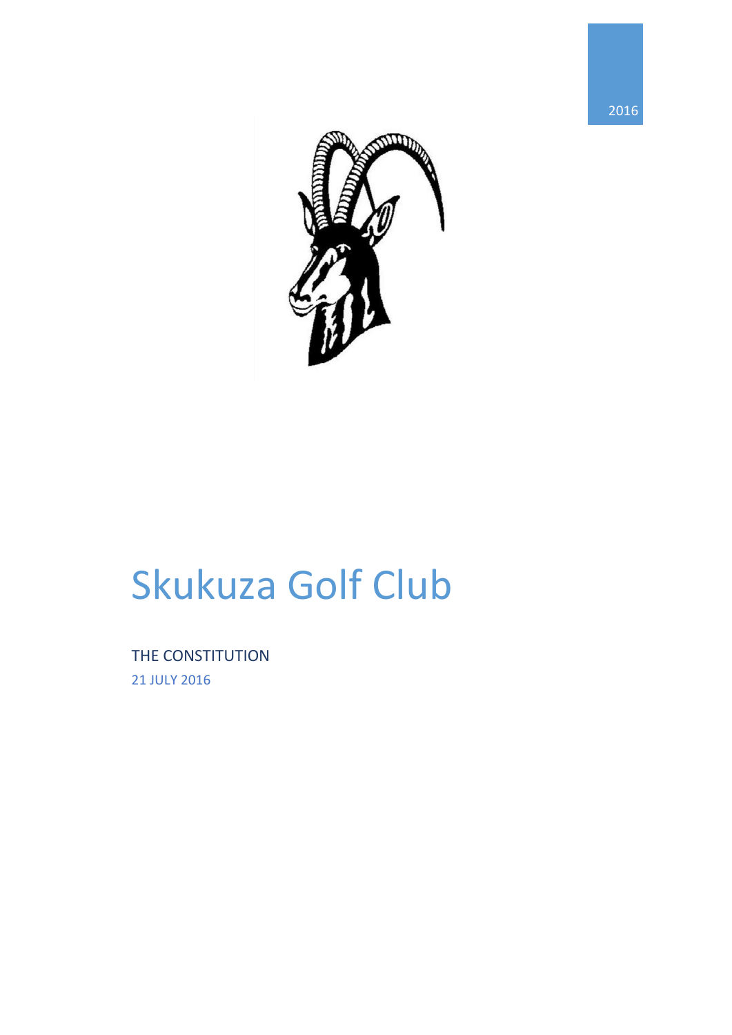2016

# Skukuza Golf Club

THE CONSTITUTION

21 JULY 2016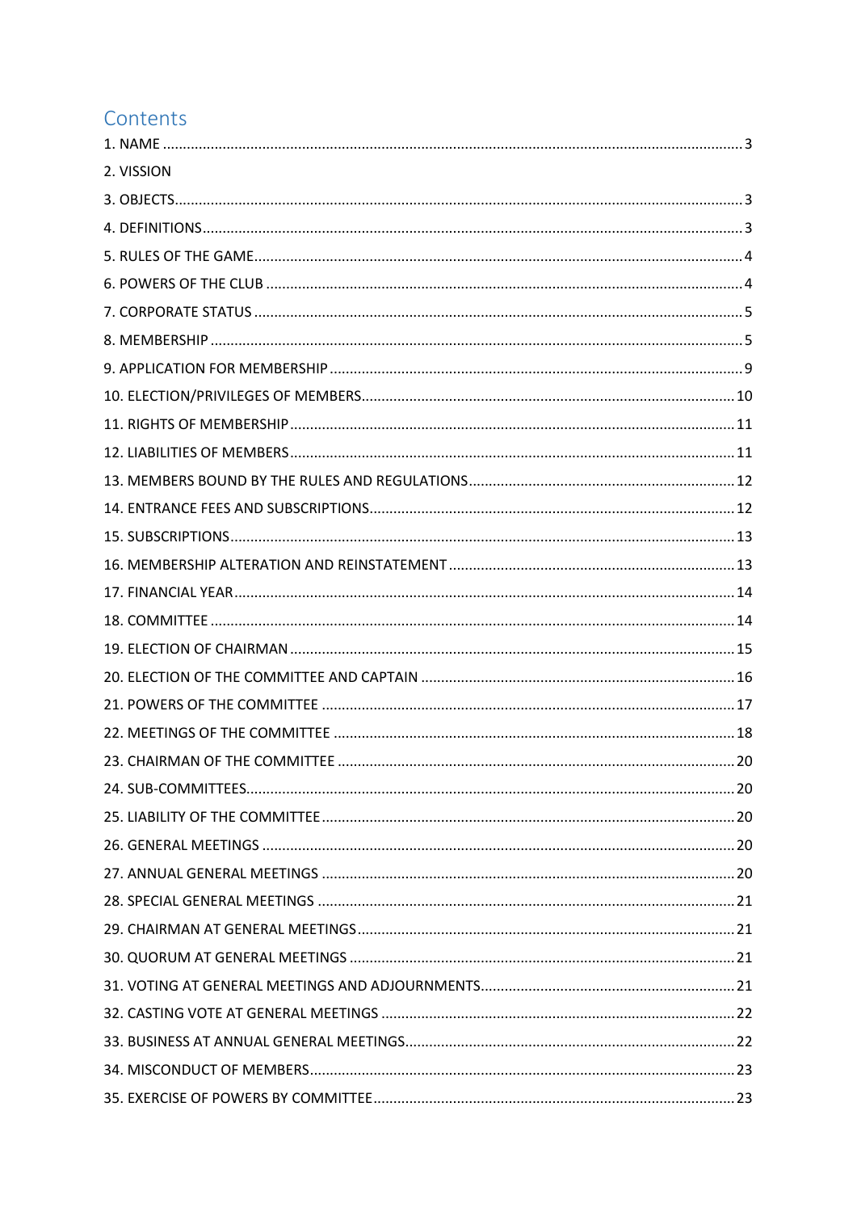# Contents

1. NAME ..... 3
2. VISSION
3. OBJECTS ..... 3
4. DEFINITIONS ..... 3
5. RULES OF THE GAME ..... 4
6. POWERS OF THE CLUB ..... 4
7. CORPORATE STATUS ..... 5
8. MEMBERSHIP ..... 5
9. APPLICATION FOR MEMBERSHIP ..... 9
10. ELECTION/PRIVILEGES OF MEMBERS ..... 10
11. RIGHTS OF MEMBERSHIP ..... 11
12. LIABILITIES OF MEMBERS ..... 11
13. MEMBERS BOUND BY THE RULES AND REGULATIONS ..... 12
14. ENTRANCE FEES AND SUBSCRIPTIONS ..... 12
15. SUBSCRIPTIONS ..... 13
16. MEMBERSHIP ALTERATION AND REINSTATEMENT ..... 13
17. FINANCIAL YEAR ..... 14
18. COMMITTEE ..... 14
19. ELECTION OF CHAIRMAN ..... 15
20. ELECTION OF THE COMMITTEE AND CAPTAIN ..... 16
21. POWERS OF THE COMMITTEE ..... 17
22. MEETINGS OF THE COMMITTEE ..... 18
23. CHAIRMAN OF THE COMMITTEE ..... 20
24. SUB-COMMITTEES ..... 20
25. LIABILITY OF THE COMMITTEE ..... 20
26. GENERAL MEETINGS ..... 20
27. ANNUAL GENERAL MEETINGS ..... 20
28. SPECIAL GENERAL MEETINGS ..... 21
29. CHAIRMAN AT GENERAL MEETINGS ..... 21
30. QUORUM AT GENERAL MEETINGS ..... 21
31. VOTING AT GENERAL MEETINGS AND ADJOURNMENTS ..... 21
32. CASTING VOTE AT GENERAL MEETINGS ..... 22
33. BUSINESS AT ANNUAL GENERAL MEETINGS ..... 22
34. MISCONDUCT OF MEMBERS ..... 23
35. EXERCISE OF POWERS BY COMMITTEE ..... 23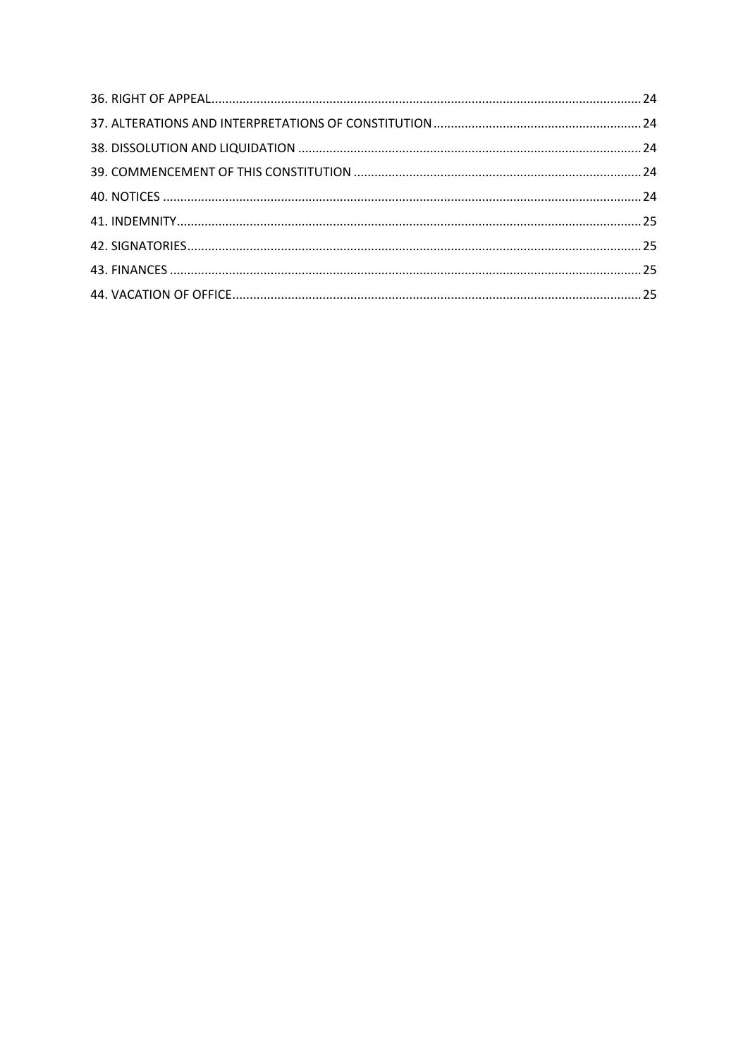36. RIGHT OF APPEAL 24
37. ALTERATIONS AND INTERPRETATIONS OF CONSTITUTION 24
38. DISSOLUTION AND LIQUIDATION 24
39. COMMENCEMENT OF THIS CONSTITUTION 24
40. NOTICES 24
41. INDEMNITY 25
42. SIGNATORIES 25
43. FINANCES 25
44. VACATION OF OFFICE 25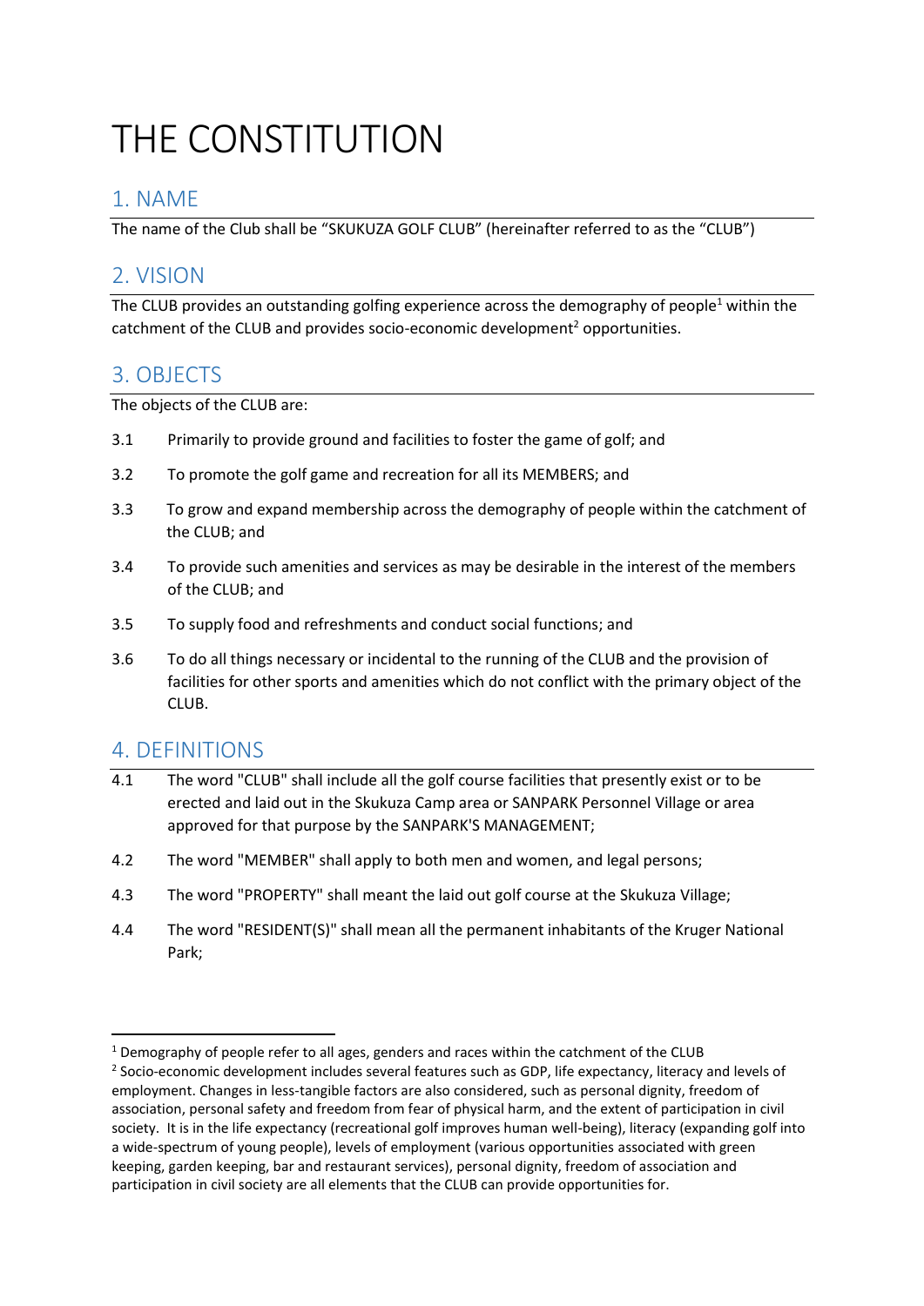# THE CONSTITUTION

## 1. NAME

The name of the Club shall be "SKUKUZA GOLF CLUB" (hereinafter referred to as the "CLUB")

## 2. VISION

The CLUB provides an outstanding golfing experience across the demography of people[1] within the catchment of the CLUB and provides socio-economic development[2] opportunities.

## 3. OBJECTS

The objects of the CLUB are:

3.1 Primarily to provide ground and facilities to foster the game of golf; and

3.2 To promote the golf game and recreation for all its MEMBERS; and

3.3 To grow and expand membership across the demography of people within the catchment of the CLUB; and

3.4 To provide such amenities and services as may be desirable in the interest of the members of the CLUB; and

3.5 To supply food and refreshments and conduct social functions; and

3.6 To do all things necessary or incidental to the running of the CLUB and the provision of facilities for other sports and amenities which do not conflict with the primary object of the CLUB.

## 4. DEFINITIONS

4.1 The word "CLUB" shall include all the golf course facilities that presently exist or to be erected and laid out in the Skukuza Camp area or SANPARK Personnel Village or area approved for that purpose by the SANPARK'S MANAGEMENT;

4.2 The word "MEMBER" shall apply to both men and women, and legal persons;

4.3 The word "PROPERTY" shall meant the laid out golf course at the Skukuza Village;

4.4 The word "RESIDENT(S)" shall mean all the permanent inhabitants of the Kruger National Park;

---

[1] Demography of people refer to all ages, genders and races within the catchment of the CLUB

[2] Socio-economic development includes several features such as GDP, life expectancy, literacy and levels of employment. Changes in less-tangible factors are also considered, such as personal dignity, freedom of association, personal safety and freedom from fear of physical harm, and the extent of participation in civil society. It is in the life expectancy (recreational golf improves human well-being), literacy (expanding golf into a wide-spectrum of young people), levels of employment (various opportunities associated with green keeping, garden keeping, bar and restaurant services), personal dignity, freedom of association and participation in civil society are all elements that the CLUB can provide opportunities for.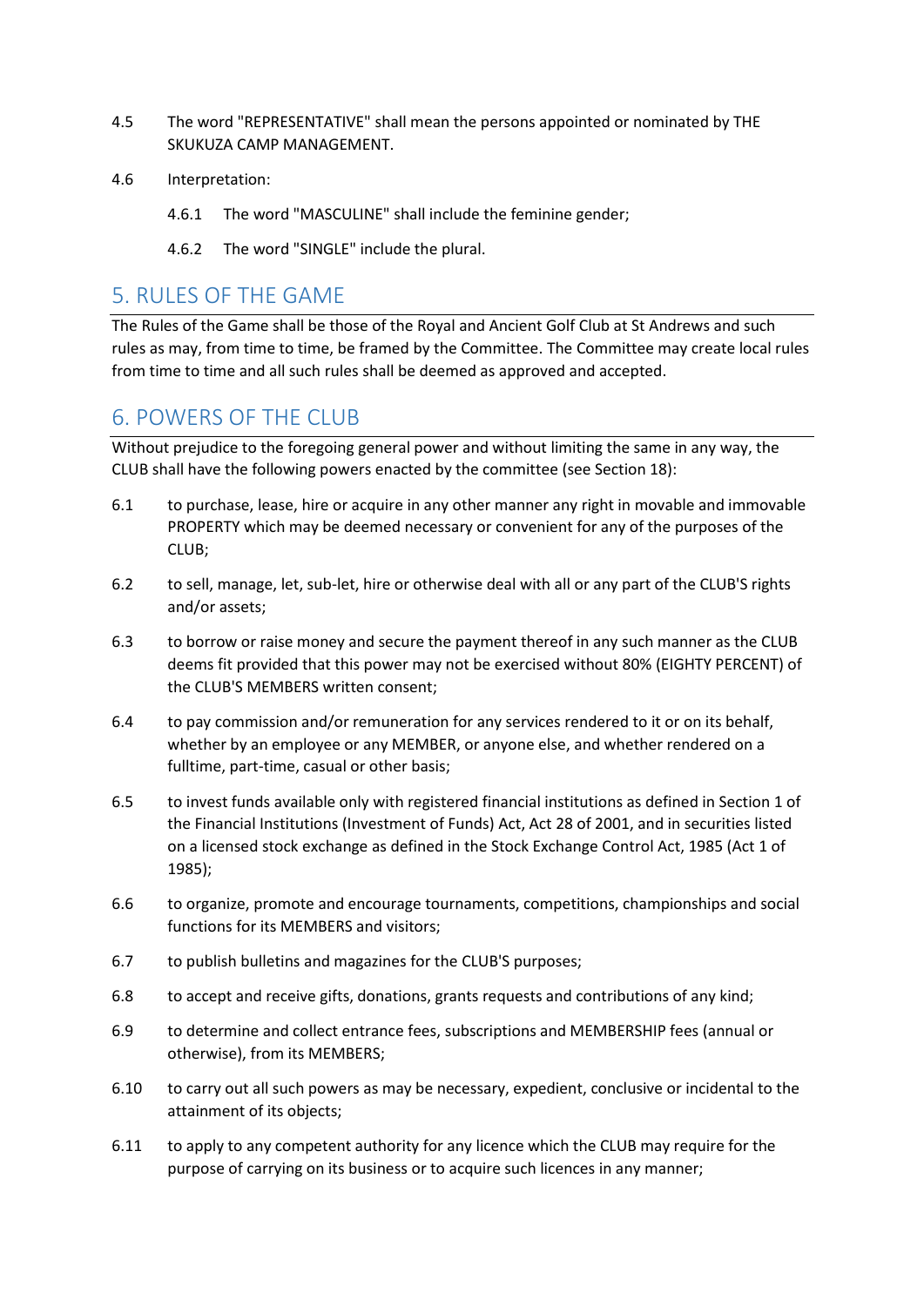4.5 The word "REPRESENTATIVE" shall mean the persons appointed or nominated by THE SKUKUZA CAMP MANAGEMENT.

4.6 Interpretation:

  4.6.1 The word "MASCULINE" shall include the feminine gender;

  4.6.2 The word "SINGLE" include the plural.

## 5. RULES OF THE GAME

The Rules of the Game shall be those of the Royal and Ancient Golf Club at St Andrews and such rules as may, from time to time, be framed by the Committee. The Committee may create local rules from time to time and all such rules shall be deemed as approved and accepted.

## 6. POWERS OF THE CLUB

Without prejudice to the foregoing general power and without limiting the same in any way, the CLUB shall have the following powers enacted by the committee (see Section 18):

6.1 to purchase, lease, hire or acquire in any other manner any right in movable and immovable PROPERTY which may be deemed necessary or convenient for any of the purposes of the CLUB;

6.2 to sell, manage, let, sub-let, hire or otherwise deal with all or any part of the CLUB'S rights and/or assets;

6.3 to borrow or raise money and secure the payment thereof in any such manner as the CLUB deems fit provided that this power may not be exercised without 80% (EIGHTY PERCENT) of the CLUB'S MEMBERS written consent;

6.4 to pay commission and/or remuneration for any services rendered to it or on its behalf, whether by an employee or any MEMBER, or anyone else, and whether rendered on a fulltime, part-time, casual or other basis;

6.5 to invest funds available only with registered financial institutions as defined in Section 1 of the Financial Institutions (Investment of Funds) Act, Act 28 of 2001, and in securities listed on a licensed stock exchange as defined in the Stock Exchange Control Act, 1985 (Act 1 of 1985);

6.6 to organize, promote and encourage tournaments, competitions, championships and social functions for its MEMBERS and visitors;

6.7 to publish bulletins and magazines for the CLUB'S purposes;

6.8 to accept and receive gifts, donations, grants requests and contributions of any kind;

6.9 to determine and collect entrance fees, subscriptions and MEMBERSHIP fees (annual or otherwise), from its MEMBERS;

6.10 to carry out all such powers as may be necessary, expedient, conclusive or incidental to the attainment of its objects;

6.11 to apply to any competent authority for any licence which the CLUB may require for the purpose of carrying on its business or to acquire such licences in any manner;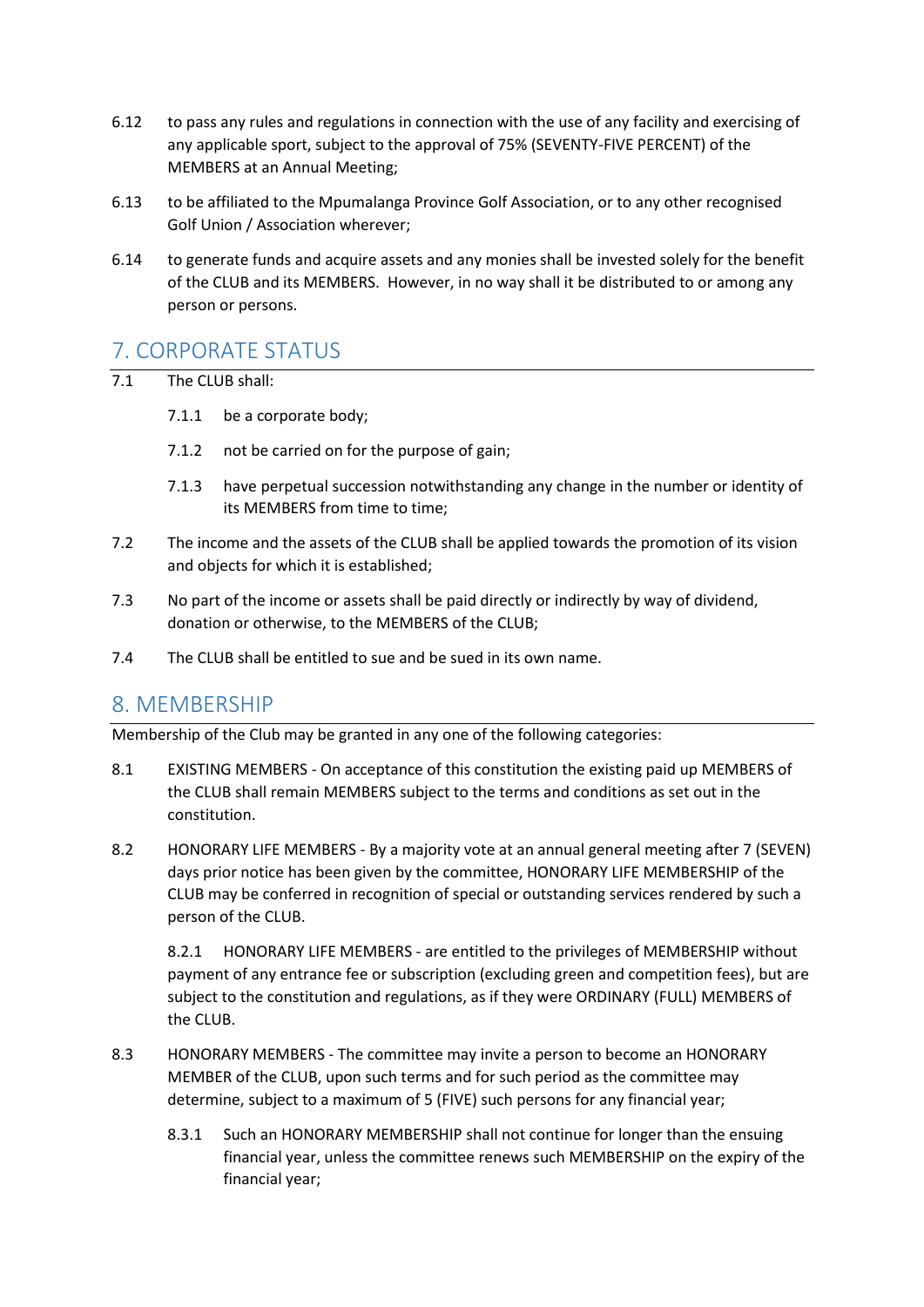6.12 to pass any rules and regulations in connection with the use of any facility and exercising of any applicable sport, subject to the approval of 75% (SEVENTY-FIVE PERCENT) of the MEMBERS at an Annual Meeting;

6.13 to be affiliated to the Mpumalanga Province Golf Association, or to any other recognised Golf Union / Association wherever;

6.14 to generate funds and acquire assets and any monies shall be invested solely for the benefit of the CLUB and its MEMBERS. However, in no way shall it be distributed to or among any person or persons.

## 7. CORPORATE STATUS

7.1 The CLUB shall:

7.1.1 be a corporate body;

7.1.2 not be carried on for the purpose of gain;

7.1.3 have perpetual succession notwithstanding any change in the number or identity of its MEMBERS from time to time;

7.2 The income and the assets of the CLUB shall be applied towards the promotion of its vision and objects for which it is established;

7.3 No part of the income or assets shall be paid directly or indirectly by way of dividend, donation or otherwise, to the MEMBERS of the CLUB;

7.4 The CLUB shall be entitled to sue and be sued in its own name.

## 8. MEMBERSHIP

Membership of the Club may be granted in any one of the following categories:

8.1 EXISTING MEMBERS - On acceptance of this constitution the existing paid up MEMBERS of the CLUB shall remain MEMBERS subject to the terms and conditions as set out in the constitution.

8.2 HONORARY LIFE MEMBERS - By a majority vote at an annual general meeting after 7 (SEVEN) days prior notice has been given by the committee, HONORARY LIFE MEMBERSHIP of the CLUB may be conferred in recognition of special or outstanding services rendered by such a person of the CLUB.

8.2.1 HONORARY LIFE MEMBERS - are entitled to the privileges of MEMBERSHIP without payment of any entrance fee or subscription (excluding green and competition fees), but are subject to the constitution and regulations, as if they were ORDINARY (FULL) MEMBERS of the CLUB.

8.3 HONORARY MEMBERS - The committee may invite a person to become an HONORARY MEMBER of the CLUB, upon such terms and for such period as the committee may determine, subject to a maximum of 5 (FIVE) such persons for any financial year;

8.3.1 Such an HONORARY MEMBERSHIP shall not continue for longer than the ensuing financial year, unless the committee renews such MEMBERSHIP on the expiry of the financial year;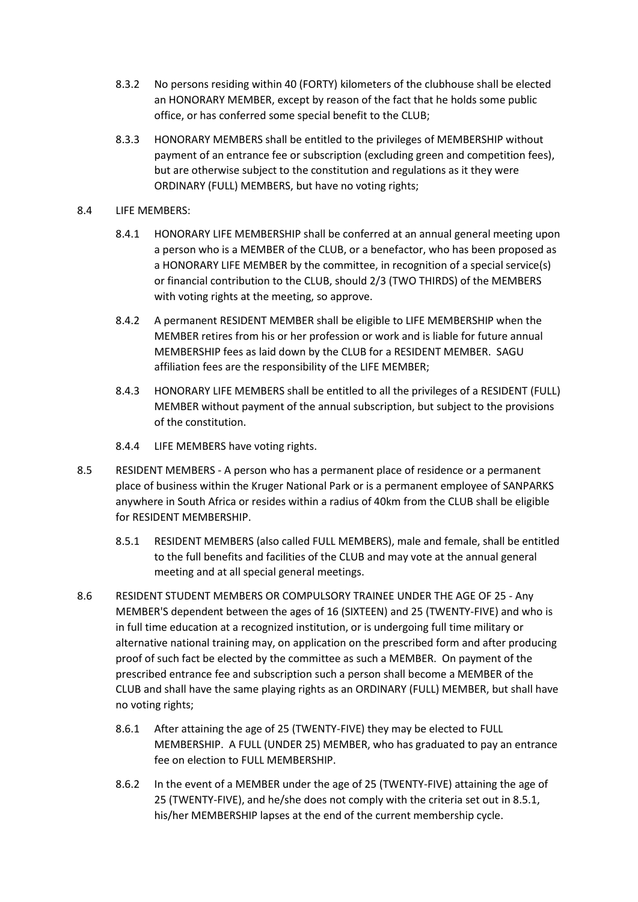8.3.2 No persons residing within 40 (FORTY) kilometers of the clubhouse shall be elected an HONORARY MEMBER, except by reason of the fact that he holds some public office, or has conferred some special benefit to the CLUB;

8.3.3 HONORARY MEMBERS shall be entitled to the privileges of MEMBERSHIP without payment of an entrance fee or subscription (excluding green and competition fees), but are otherwise subject to the constitution and regulations as it they were ORDINARY (FULL) MEMBERS, but have no voting rights;

8.4 LIFE MEMBERS:

8.4.1 HONORARY LIFE MEMBERSHIP shall be conferred at an annual general meeting upon a person who is a MEMBER of the CLUB, or a benefactor, who has been proposed as a HONORARY LIFE MEMBER by the committee, in recognition of a special service(s) or financial contribution to the CLUB, should 2/3 (TWO THIRDS) of the MEMBERS with voting rights at the meeting, so approve.

8.4.2 A permanent RESIDENT MEMBER shall be eligible to LIFE MEMBERSHIP when the MEMBER retires from his or her profession or work and is liable for future annual MEMBERSHIP fees as laid down by the CLUB for a RESIDENT MEMBER. SAGU affiliation fees are the responsibility of the LIFE MEMBER;

8.4.3 HONORARY LIFE MEMBERS shall be entitled to all the privileges of a RESIDENT (FULL) MEMBER without payment of the annual subscription, but subject to the provisions of the constitution.

8.4.4 LIFE MEMBERS have voting rights.

8.5 RESIDENT MEMBERS - A person who has a permanent place of residence or a permanent place of business within the Kruger National Park or is a permanent employee of SANPARKS anywhere in South Africa or resides within a radius of 40km from the CLUB shall be eligible for RESIDENT MEMBERSHIP.

8.5.1 RESIDENT MEMBERS (also called FULL MEMBERS), male and female, shall be entitled to the full benefits and facilities of the CLUB and may vote at the annual general meeting and at all special general meetings.

8.6 RESIDENT STUDENT MEMBERS OR COMPULSORY TRAINEE UNDER THE AGE OF 25 - Any MEMBER'S dependent between the ages of 16 (SIXTEEN) and 25 (TWENTY-FIVE) and who is in full time education at a recognized institution, or is undergoing full time military or alternative national training may, on application on the prescribed form and after producing proof of such fact be elected by the committee as such a MEMBER. On payment of the prescribed entrance fee and subscription such a person shall become a MEMBER of the CLUB and shall have the same playing rights as an ORDINARY (FULL) MEMBER, but shall have no voting rights;

8.6.1 After attaining the age of 25 (TWENTY-FIVE) they may be elected to FULL MEMBERSHIP. A FULL (UNDER 25) MEMBER, who has graduated to pay an entrance fee on election to FULL MEMBERSHIP.

8.6.2 In the event of a MEMBER under the age of 25 (TWENTY-FIVE) attaining the age of 25 (TWENTY-FIVE), and he/she does not comply with the criteria set out in 8.5.1, his/her MEMBERSHIP lapses at the end of the current membership cycle.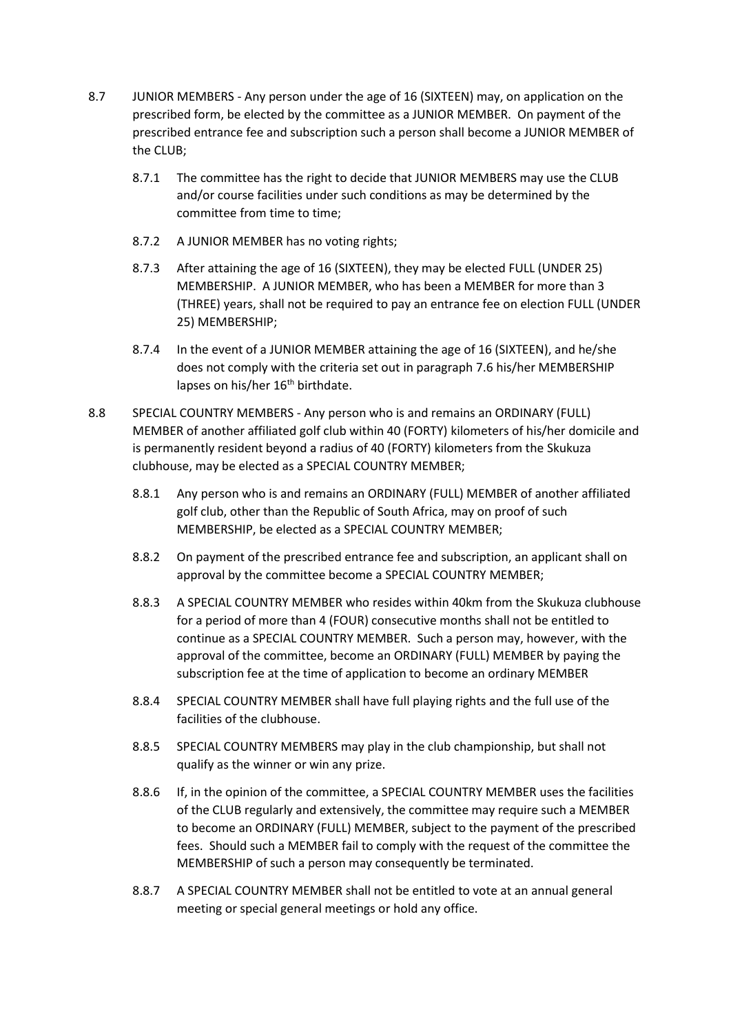8.7 JUNIOR MEMBERS - Any person under the age of 16 (SIXTEEN) may, on application on the prescribed form, be elected by the committee as a JUNIOR MEMBER. On payment of the prescribed entrance fee and subscription such a person shall become a JUNIOR MEMBER of the CLUB;

   8.7.1 The committee has the right to decide that JUNIOR MEMBERS may use the CLUB and/or course facilities under such conditions as may be determined by the committee from time to time;

   8.7.2 A JUNIOR MEMBER has no voting rights;

   8.7.3 After attaining the age of 16 (SIXTEEN), they may be elected FULL (UNDER 25) MEMBERSHIP. A JUNIOR MEMBER, who has been a MEMBER for more than 3 (THREE) years, shall not be required to pay an entrance fee on election FULL (UNDER 25) MEMBERSHIP;

   8.7.4 In the event of a JUNIOR MEMBER attaining the age of 16 (SIXTEEN), and he/she does not comply with the criteria set out in paragraph 7.6 his/her MEMBERSHIP lapses on his/her 16th birthdate.

8.8 SPECIAL COUNTRY MEMBERS - Any person who is and remains an ORDINARY (FULL) MEMBER of another affiliated golf club within 40 (FORTY) kilometers of his/her domicile and is permanently resident beyond a radius of 40 (FORTY) kilometers from the Skukuza clubhouse, may be elected as a SPECIAL COUNTRY MEMBER;

   8.8.1 Any person who is and remains an ORDINARY (FULL) MEMBER of another affiliated golf club, other than the Republic of South Africa, may on proof of such MEMBERSHIP, be elected as a SPECIAL COUNTRY MEMBER;

   8.8.2 On payment of the prescribed entrance fee and subscription, an applicant shall on approval by the committee become a SPECIAL COUNTRY MEMBER;

   8.8.3 A SPECIAL COUNTRY MEMBER who resides within 40km from the Skukuza clubhouse for a period of more than 4 (FOUR) consecutive months shall not be entitled to continue as a SPECIAL COUNTRY MEMBER. Such a person may, however, with the approval of the committee, become an ORDINARY (FULL) MEMBER by paying the subscription fee at the time of application to become an ordinary MEMBER

   8.8.4 SPECIAL COUNTRY MEMBER shall have full playing rights and the full use of the facilities of the clubhouse.

   8.8.5 SPECIAL COUNTRY MEMBERS may play in the club championship, but shall not qualify as the winner or win any prize.

   8.8.6 If, in the opinion of the committee, a SPECIAL COUNTRY MEMBER uses the facilities of the CLUB regularly and extensively, the committee may require such a MEMBER to become an ORDINARY (FULL) MEMBER, subject to the payment of the prescribed fees. Should such a MEMBER fail to comply with the request of the committee the MEMBERSHIP of such a person may consequently be terminated.

   8.8.7 A SPECIAL COUNTRY MEMBER shall not be entitled to vote at an annual general meeting or special general meetings or hold any office.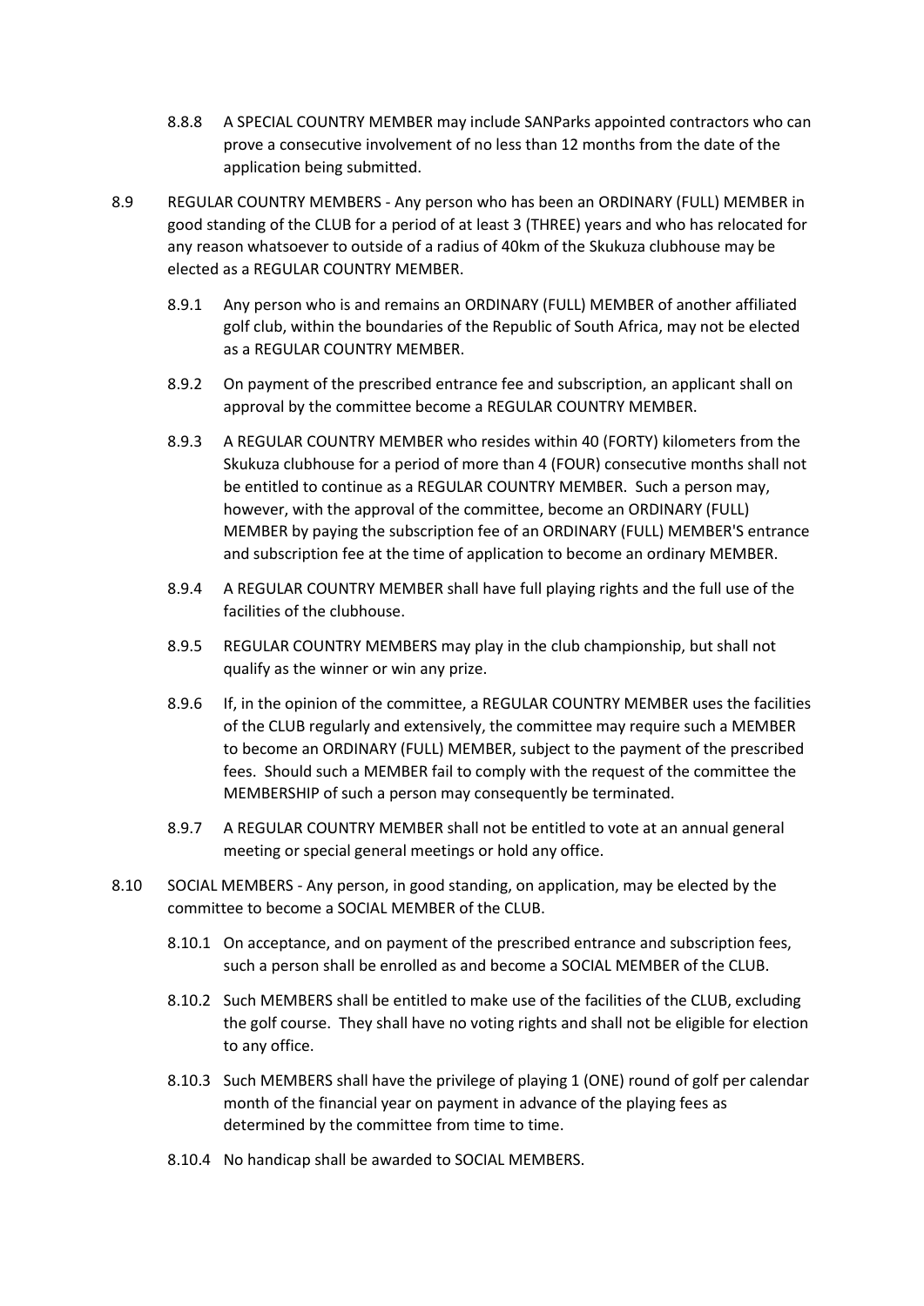8.8.8 A SPECIAL COUNTRY MEMBER may include SANParks appointed contractors who can prove a consecutive involvement of no less than 12 months from the date of the application being submitted.

8.9 REGULAR COUNTRY MEMBERS - Any person who has been an ORDINARY (FULL) MEMBER in good standing of the CLUB for a period of at least 3 (THREE) years and who has relocated for any reason whatsoever to outside of a radius of 40km of the Skukuza clubhouse may be elected as a REGULAR COUNTRY MEMBER.

8.9.1 Any person who is and remains an ORDINARY (FULL) MEMBER of another affiliated golf club, within the boundaries of the Republic of South Africa, may not be elected as a REGULAR COUNTRY MEMBER.

8.9.2 On payment of the prescribed entrance fee and subscription, an applicant shall on approval by the committee become a REGULAR COUNTRY MEMBER.

8.9.3 A REGULAR COUNTRY MEMBER who resides within 40 (FORTY) kilometers from the Skukuza clubhouse for a period of more than 4 (FOUR) consecutive months shall not be entitled to continue as a REGULAR COUNTRY MEMBER. Such a person may, however, with the approval of the committee, become an ORDINARY (FULL) MEMBER by paying the subscription fee of an ORDINARY (FULL) MEMBER'S entrance and subscription fee at the time of application to become an ordinary MEMBER.

8.9.4 A REGULAR COUNTRY MEMBER shall have full playing rights and the full use of the facilities of the clubhouse.

8.9.5 REGULAR COUNTRY MEMBERS may play in the club championship, but shall not qualify as the winner or win any prize.

8.9.6 If, in the opinion of the committee, a REGULAR COUNTRY MEMBER uses the facilities of the CLUB regularly and extensively, the committee may require such a MEMBER to become an ORDINARY (FULL) MEMBER, subject to the payment of the prescribed fees. Should such a MEMBER fail to comply with the request of the committee the MEMBERSHIP of such a person may consequently be terminated.

8.9.7 A REGULAR COUNTRY MEMBER shall not be entitled to vote at an annual general meeting or special general meetings or hold any office.

8.10 SOCIAL MEMBERS - Any person, in good standing, on application, may be elected by the committee to become a SOCIAL MEMBER of the CLUB.

8.10.1 On acceptance, and on payment of the prescribed entrance and subscription fees, such a person shall be enrolled as and become a SOCIAL MEMBER of the CLUB.

8.10.2 Such MEMBERS shall be entitled to make use of the facilities of the CLUB, excluding the golf course. They shall have no voting rights and shall not be eligible for election to any office.

8.10.3 Such MEMBERS shall have the privilege of playing 1 (ONE) round of golf per calendar month of the financial year on payment in advance of the playing fees as determined by the committee from time to time.

8.10.4 No handicap shall be awarded to SOCIAL MEMBERS.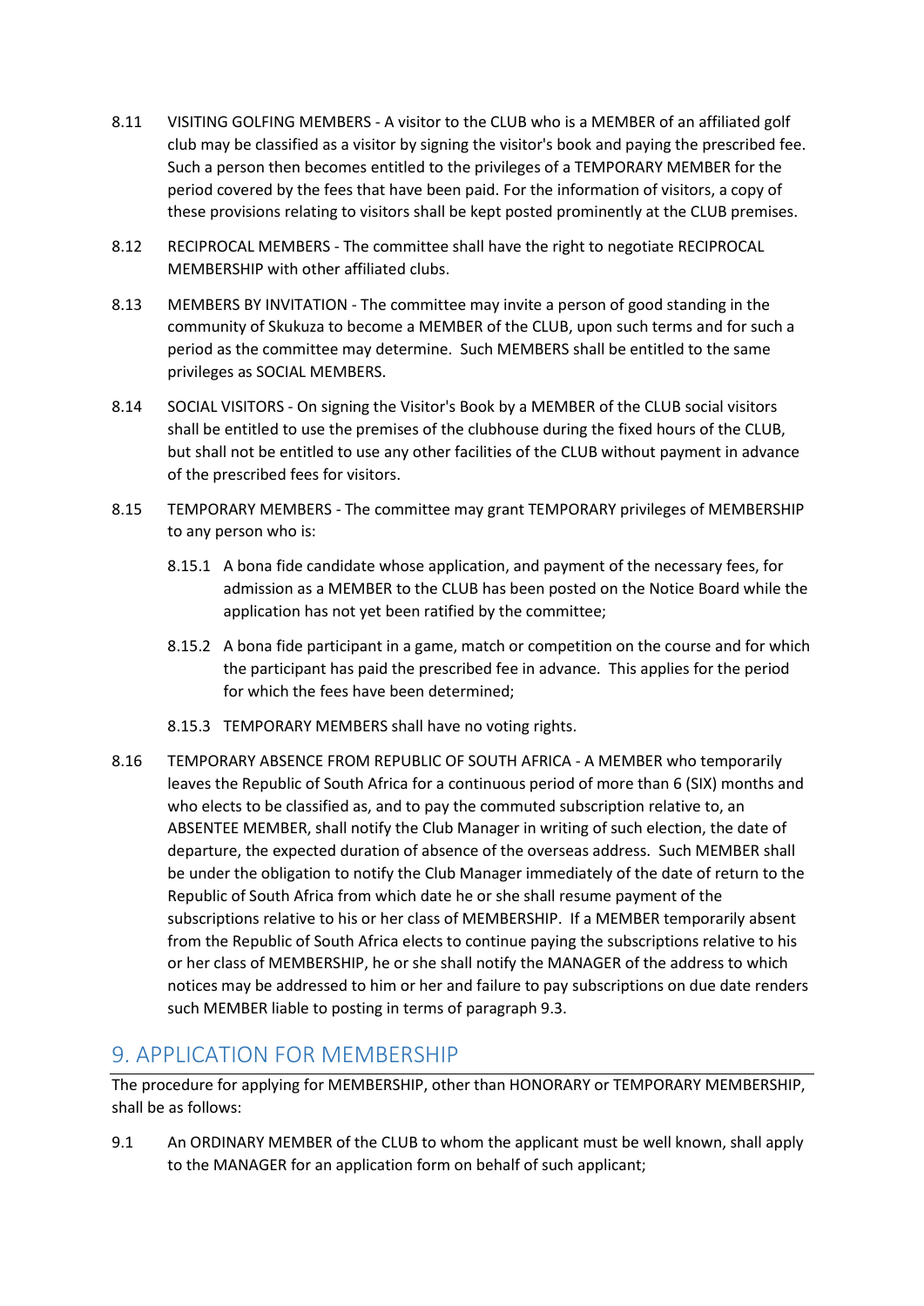8.11 VISITING GOLFING MEMBERS - A visitor to the CLUB who is a MEMBER of an affiliated golf club may be classified as a visitor by signing the visitor's book and paying the prescribed fee. Such a person then becomes entitled to the privileges of a TEMPORARY MEMBER for the period covered by the fees that have been paid. For the information of visitors, a copy of these provisions relating to visitors shall be kept posted prominently at the CLUB premises.

8.12 RECIPROCAL MEMBERS - The committee shall have the right to negotiate RECIPROCAL MEMBERSHIP with other affiliated clubs.

8.13 MEMBERS BY INVITATION - The committee may invite a person of good standing in the community of Skukuza to become a MEMBER of the CLUB, upon such terms and for such a period as the committee may determine. Such MEMBERS shall be entitled to the same privileges as SOCIAL MEMBERS.

8.14 SOCIAL VISITORS - On signing the Visitor's Book by a MEMBER of the CLUB social visitors shall be entitled to use the premises of the clubhouse during the fixed hours of the CLUB, but shall not be entitled to use any other facilities of the CLUB without payment in advance of the prescribed fees for visitors.

8.15 TEMPORARY MEMBERS - The committee may grant TEMPORARY privileges of MEMBERSHIP to any person who is:

8.15.1 A bona fide candidate whose application, and payment of the necessary fees, for admission as a MEMBER to the CLUB has been posted on the Notice Board while the application has not yet been ratified by the committee;

8.15.2 A bona fide participant in a game, match or competition on the course and for which the participant has paid the prescribed fee in advance. This applies for the period for which the fees have been determined;

8.15.3 TEMPORARY MEMBERS shall have no voting rights.

8.16 TEMPORARY ABSENCE FROM REPUBLIC OF SOUTH AFRICA - A MEMBER who temporarily leaves the Republic of South Africa for a continuous period of more than 6 (SIX) months and who elects to be classified as, and to pay the commuted subscription relative to, an ABSENTEE MEMBER, shall notify the Club Manager in writing of such election, the date of departure, the expected duration of absence of the overseas address. Such MEMBER shall be under the obligation to notify the Club Manager immediately of the date of return to the Republic of South Africa from which date he or she shall resume payment of the subscriptions relative to his or her class of MEMBERSHIP. If a MEMBER temporarily absent from the Republic of South Africa elects to continue paying the subscriptions relative to his or her class of MEMBERSHIP, he or she shall notify the MANAGER of the address to which notices may be addressed to him or her and failure to pay subscriptions on due date renders such MEMBER liable to posting in terms of paragraph 9.3.

## 9. APPLICATION FOR MEMBERSHIP

The procedure for applying for MEMBERSHIP, other than HONORARY or TEMPORARY MEMBERSHIP, shall be as follows:

9.1 An ORDINARY MEMBER of the CLUB to whom the applicant must be well known, shall apply to the MANAGER for an application form on behalf of such applicant;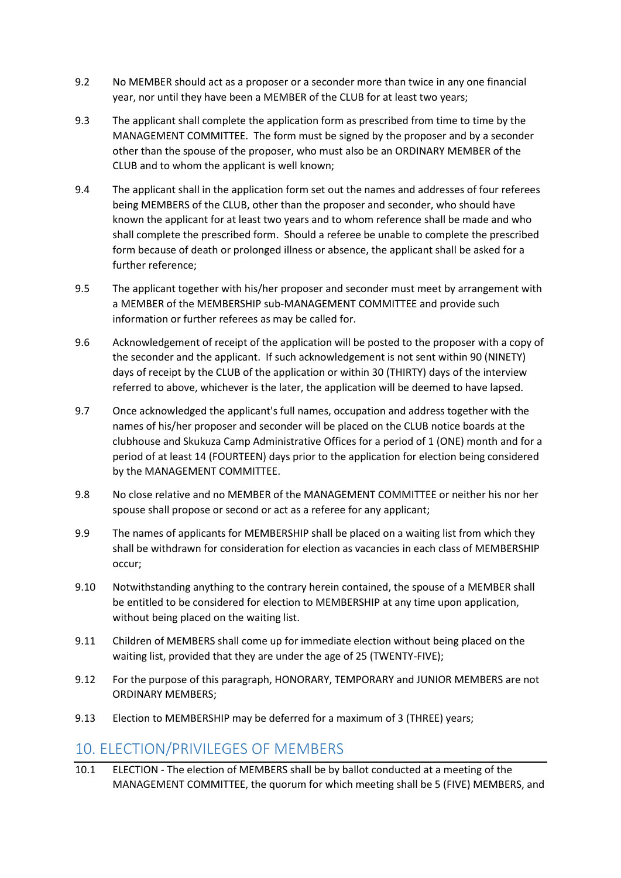9.2 No MEMBER should act as a proposer or a seconder more than twice in any one financial year, nor until they have been a MEMBER of the CLUB for at least two years;

9.3 The applicant shall complete the application form as prescribed from time to time by the MANAGEMENT COMMITTEE. The form must be signed by the proposer and by a seconder other than the spouse of the proposer, who must also be an ORDINARY MEMBER of the CLUB and to whom the applicant is well known;

9.4 The applicant shall in the application form set out the names and addresses of four referees being MEMBERS of the CLUB, other than the proposer and seconder, who should have known the applicant for at least two years and to whom reference shall be made and who shall complete the prescribed form. Should a referee be unable to complete the prescribed form because of death or prolonged illness or absence, the applicant shall be asked for a further reference;

9.5 The applicant together with his/her proposer and seconder must meet by arrangement with a MEMBER of the MEMBERSHIP sub-MANAGEMENT COMMITTEE and provide such information or further referees as may be called for.

9.6 Acknowledgement of receipt of the application will be posted to the proposer with a copy of the seconder and the applicant. If such acknowledgement is not sent within 90 (NINETY) days of receipt by the CLUB of the application or within 30 (THIRTY) days of the interview referred to above, whichever is the later, the application will be deemed to have lapsed.

9.7 Once acknowledged the applicant's full names, occupation and address together with the names of his/her proposer and seconder will be placed on the CLUB notice boards at the clubhouse and Skukuza Camp Administrative Offices for a period of 1 (ONE) month and for a period of at least 14 (FOURTEEN) days prior to the application for election being considered by the MANAGEMENT COMMITTEE.

9.8 No close relative and no MEMBER of the MANAGEMENT COMMITTEE or neither his nor her spouse shall propose or second or act as a referee for any applicant;

9.9 The names of applicants for MEMBERSHIP shall be placed on a waiting list from which they shall be withdrawn for consideration for election as vacancies in each class of MEMBERSHIP occur;

9.10 Notwithstanding anything to the contrary herein contained, the spouse of a MEMBER shall be entitled to be considered for election to MEMBERSHIP at any time upon application, without being placed on the waiting list.

9.11 Children of MEMBERS shall come up for immediate election without being placed on the waiting list, provided that they are under the age of 25 (TWENTY-FIVE);

9.12 For the purpose of this paragraph, HONORARY, TEMPORARY and JUNIOR MEMBERS are not ORDINARY MEMBERS;

9.13 Election to MEMBERSHIP may be deferred for a maximum of 3 (THREE) years;

## 10. ELECTION/PRIVILEGES OF MEMBERS

10.1 ELECTION - The election of MEMBERS shall be by ballot conducted at a meeting of the MANAGEMENT COMMITTEE, the quorum for which meeting shall be 5 (FIVE) MEMBERS, and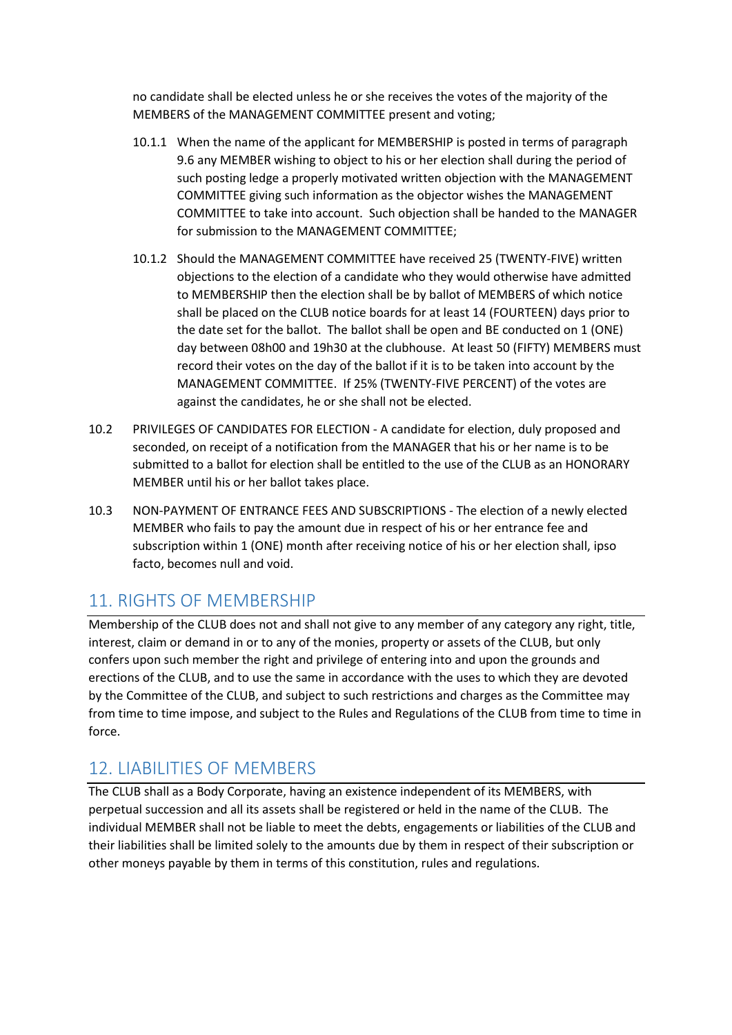no candidate shall be elected unless he or she receives the votes of the majority of the MEMBERS of the MANAGEMENT COMMITTEE present and voting;

10.1.1 When the name of the applicant for MEMBERSHIP is posted in terms of paragraph 9.6 any MEMBER wishing to object to his or her election shall during the period of such posting ledge a properly motivated written objection with the MANAGEMENT COMMITTEE giving such information as the objector wishes the MANAGEMENT COMMITTEE to take into account. Such objection shall be handed to the MANAGER for submission to the MANAGEMENT COMMITTEE;

10.1.2 Should the MANAGEMENT COMMITTEE have received 25 (TWENTY-FIVE) written objections to the election of a candidate who they would otherwise have admitted to MEMBERSHIP then the election shall be by ballot of MEMBERS of which notice shall be placed on the CLUB notice boards for at least 14 (FOURTEEN) days prior to the date set for the ballot. The ballot shall be open and BE conducted on 1 (ONE) day between 08h00 and 19h30 at the clubhouse. At least 50 (FIFTY) MEMBERS must record their votes on the day of the ballot if it is to be taken into account by the MANAGEMENT COMMITTEE. If 25% (TWENTY-FIVE PERCENT) of the votes are against the candidates, he or she shall not be elected.

10.2 PRIVILEGES OF CANDIDATES FOR ELECTION - A candidate for election, duly proposed and seconded, on receipt of a notification from the MANAGER that his or her name is to be submitted to a ballot for election shall be entitled to the use of the CLUB as an HONORARY MEMBER until his or her ballot takes place.

10.3 NON-PAYMENT OF ENTRANCE FEES AND SUBSCRIPTIONS - The election of a newly elected MEMBER who fails to pay the amount due in respect of his or her entrance fee and subscription within 1 (ONE) month after receiving notice of his or her election shall, ipso facto, becomes null and void.

## 11. RIGHTS OF MEMBERSHIP

Membership of the CLUB does not and shall not give to any member of any category any right, title, interest, claim or demand in or to any of the monies, property or assets of the CLUB, but only confers upon such member the right and privilege of entering into and upon the grounds and erections of the CLUB, and to use the same in accordance with the uses to which they are devoted by the Committee of the CLUB, and subject to such restrictions and charges as the Committee may from time to time impose, and subject to the Rules and Regulations of the CLUB from time to time in force.

## 12. LIABILITIES OF MEMBERS

The CLUB shall as a Body Corporate, having an existence independent of its MEMBERS, with perpetual succession and all its assets shall be registered or held in the name of the CLUB. The individual MEMBER shall not be liable to meet the debts, engagements or liabilities of the CLUB and their liabilities shall be limited solely to the amounts due by them in respect of their subscription or other moneys payable by them in terms of this constitution, rules and regulations.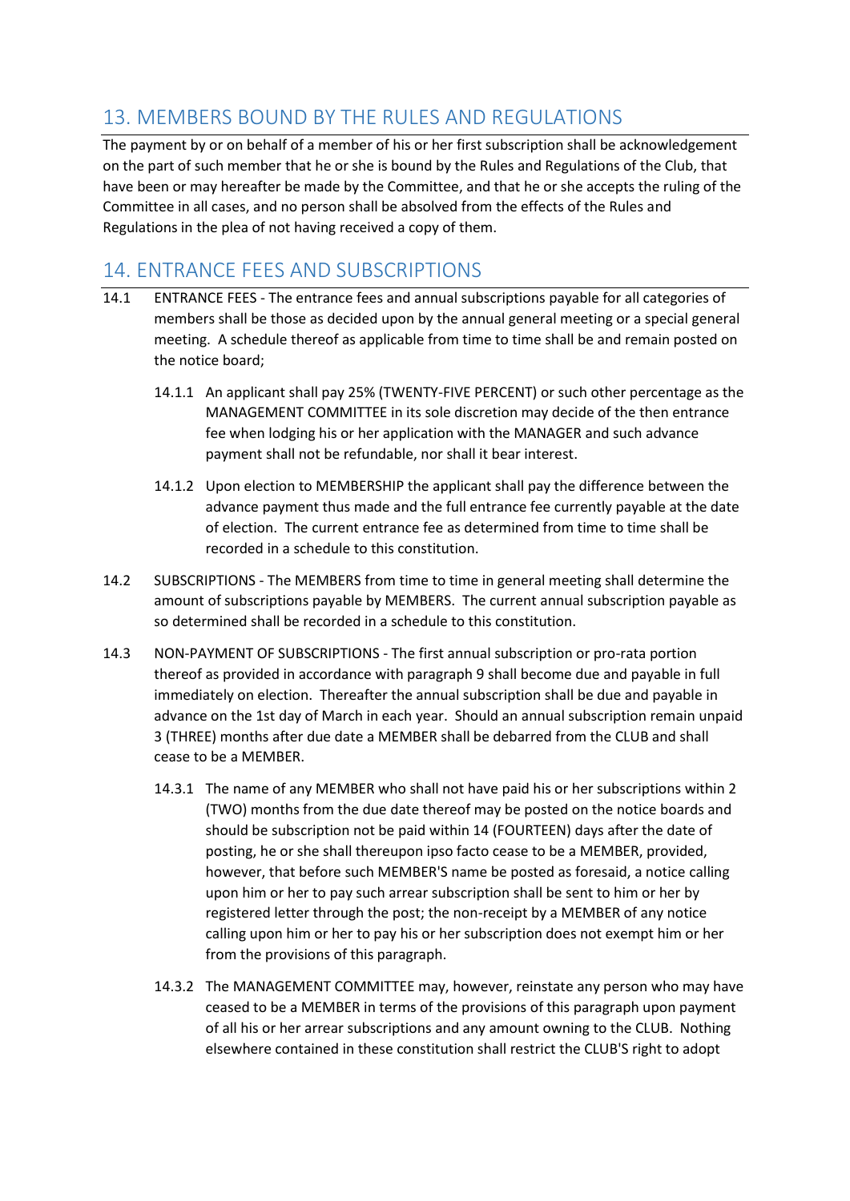## 13. MEMBERS BOUND BY THE RULES AND REGULATIONS

The payment by or on behalf of a member of his or her first subscription shall be acknowledgement on the part of such member that he or she is bound by the Rules and Regulations of the Club, that have been or may hereafter be made by the Committee, and that he or she accepts the ruling of the Committee in all cases, and no person shall be absolved from the effects of the Rules and Regulations in the plea of not having received a copy of them.

## 14. ENTRANCE FEES AND SUBSCRIPTIONS

14.1 ENTRANCE FEES - The entrance fees and annual subscriptions payable for all categories of members shall be those as decided upon by the annual general meeting or a special general meeting. A schedule thereof as applicable from time to time shall be and remain posted on the notice board;

14.1.1 An applicant shall pay 25% (TWENTY-FIVE PERCENT) or such other percentage as the MANAGEMENT COMMITTEE in its sole discretion may decide of the then entrance fee when lodging his or her application with the MANAGER and such advance payment shall not be refundable, nor shall it bear interest.

14.1.2 Upon election to MEMBERSHIP the applicant shall pay the difference between the advance payment thus made and the full entrance fee currently payable at the date of election. The current entrance fee as determined from time to time shall be recorded in a schedule to this constitution.

14.2 SUBSCRIPTIONS - The MEMBERS from time to time in general meeting shall determine the amount of subscriptions payable by MEMBERS. The current annual subscription payable as so determined shall be recorded in a schedule to this constitution.

14.3 NON-PAYMENT OF SUBSCRIPTIONS - The first annual subscription or pro-rata portion thereof as provided in accordance with paragraph 9 shall become due and payable in full immediately on election. Thereafter the annual subscription shall be due and payable in advance on the 1st day of March in each year. Should an annual subscription remain unpaid 3 (THREE) months after due date a MEMBER shall be debarred from the CLUB and shall cease to be a MEMBER.

14.3.1 The name of any MEMBER who shall not have paid his or her subscriptions within 2 (TWO) months from the due date thereof may be posted on the notice boards and should be subscription not be paid within 14 (FOURTEEN) days after the date of posting, he or she shall thereupon ipso facto cease to be a MEMBER, provided, however, that before such MEMBER'S name be posted as foresaid, a notice calling upon him or her to pay such arrear subscription shall be sent to him or her by registered letter through the post; the non-receipt by a MEMBER of any notice calling upon him or her to pay his or her subscription does not exempt him or her from the provisions of this paragraph.

14.3.2 The MANAGEMENT COMMITTEE may, however, reinstate any person who may have ceased to be a MEMBER in terms of the provisions of this paragraph upon payment of all his or her arrear subscriptions and any amount owning to the CLUB. Nothing elsewhere contained in these constitution shall restrict the CLUB'S right to adopt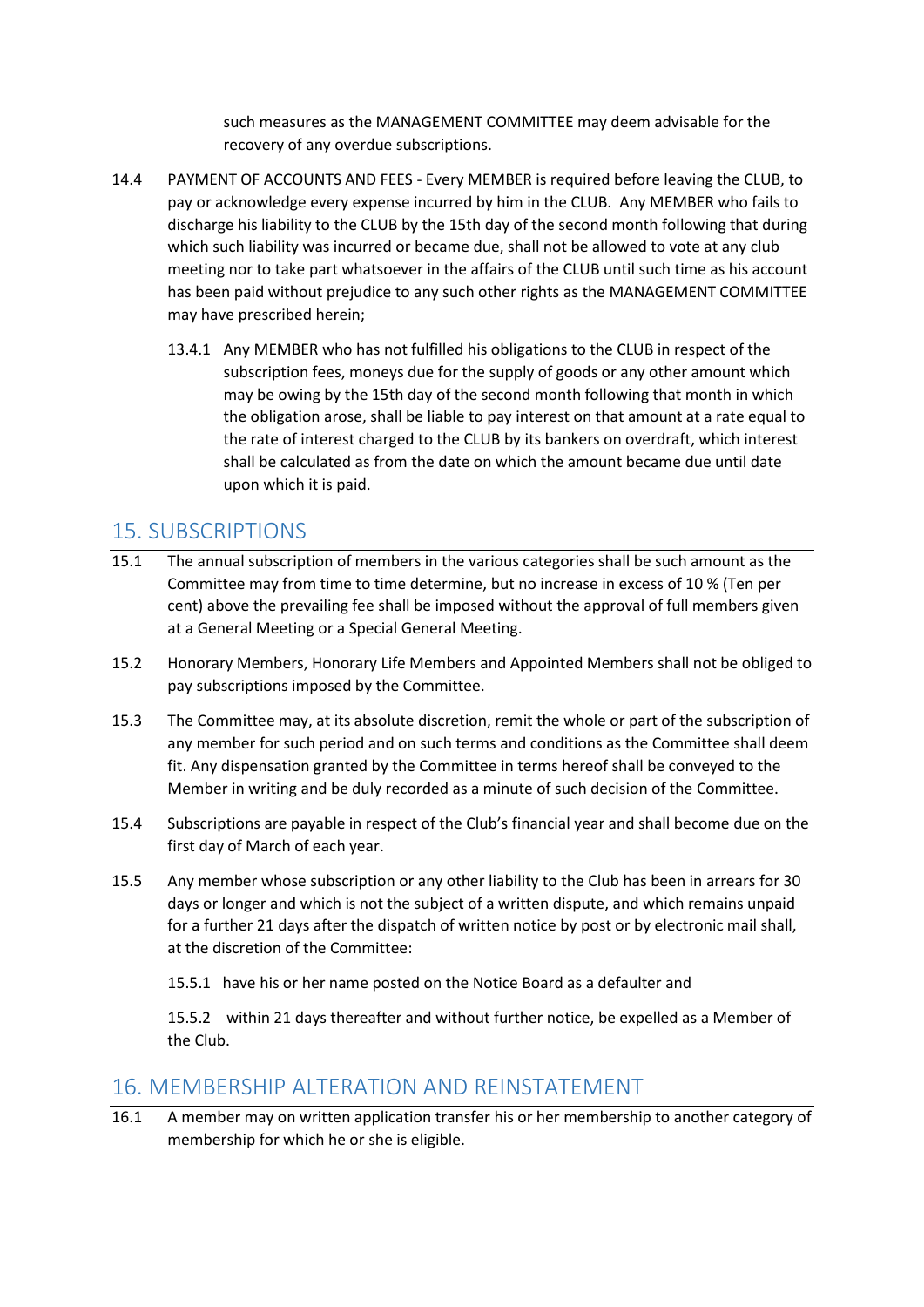such measures as the MANAGEMENT COMMITTEE may deem advisable for the recovery of any overdue subscriptions.

14.4 PAYMENT OF ACCOUNTS AND FEES - Every MEMBER is required before leaving the CLUB, to pay or acknowledge every expense incurred by him in the CLUB. Any MEMBER who fails to discharge his liability to the CLUB by the 15th day of the second month following that during which such liability was incurred or became due, shall not be allowed to vote at any club meeting nor to take part whatsoever in the affairs of the CLUB until such time as his account has been paid without prejudice to any such other rights as the MANAGEMENT COMMITTEE may have prescribed herein;

13.4.1 Any MEMBER who has not fulfilled his obligations to the CLUB in respect of the subscription fees, moneys due for the supply of goods or any other amount which may be owing by the 15th day of the second month following that month in which the obligation arose, shall be liable to pay interest on that amount at a rate equal to the rate of interest charged to the CLUB by its bankers on overdraft, which interest shall be calculated as from the date on which the amount became due until date upon which it is paid.

## 15. SUBSCRIPTIONS

15.1 The annual subscription of members in the various categories shall be such amount as the Committee may from time to time determine, but no increase in excess of 10 % (Ten per cent) above the prevailing fee shall be imposed without the approval of full members given at a General Meeting or a Special General Meeting.

15.2 Honorary Members, Honorary Life Members and Appointed Members shall not be obliged to pay subscriptions imposed by the Committee.

15.3 The Committee may, at its absolute discretion, remit the whole or part of the subscription of any member for such period and on such terms and conditions as the Committee shall deem fit. Any dispensation granted by the Committee in terms hereof shall be conveyed to the Member in writing and be duly recorded as a minute of such decision of the Committee.

15.4 Subscriptions are payable in respect of the Club's financial year and shall become due on the first day of March of each year.

15.5 Any member whose subscription or any other liability to the Club has been in arrears for 30 days or longer and which is not the subject of a written dispute, and which remains unpaid for a further 21 days after the dispatch of written notice by post or by electronic mail shall, at the discretion of the Committee:

15.5.1 have his or her name posted on the Notice Board as a defaulter and

15.5.2 within 21 days thereafter and without further notice, be expelled as a Member of the Club.

## 16. MEMBERSHIP ALTERATION AND REINSTATEMENT

16.1 A member may on written application transfer his or her membership to another category of membership for which he or she is eligible.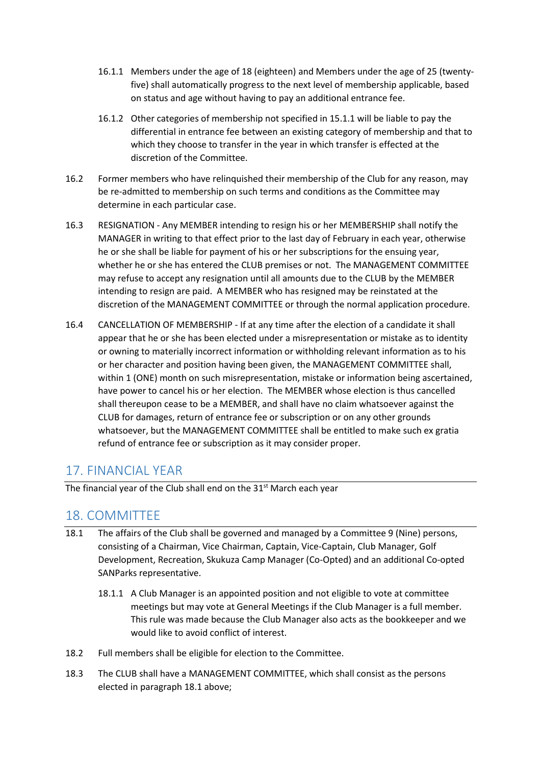16.1.1 Members under the age of 18 (eighteen) and Members under the age of 25 (twenty-five) shall automatically progress to the next level of membership applicable, based on status and age without having to pay an additional entrance fee.

16.1.2 Other categories of membership not specified in 15.1.1 will be liable to pay the differential in entrance fee between an existing category of membership and that to which they choose to transfer in the year in which transfer is effected at the discretion of the Committee.

16.2 Former members who have relinquished their membership of the Club for any reason, may be re-admitted to membership on such terms and conditions as the Committee may determine in each particular case.

16.3 RESIGNATION - Any MEMBER intending to resign his or her MEMBERSHIP shall notify the MANAGER in writing to that effect prior to the last day of February in each year, otherwise he or she shall be liable for payment of his or her subscriptions for the ensuing year, whether he or she has entered the CLUB premises or not. The MANAGEMENT COMMITTEE may refuse to accept any resignation until all amounts due to the CLUB by the MEMBER intending to resign are paid. A MEMBER who has resigned may be reinstated at the discretion of the MANAGEMENT COMMITTEE or through the normal application procedure.

16.4 CANCELLATION OF MEMBERSHIP - If at any time after the election of a candidate it shall appear that he or she has been elected under a misrepresentation or mistake as to identity or owning to materially incorrect information or withholding relevant information as to his or her character and position having been given, the MANAGEMENT COMMITTEE shall, within 1 (ONE) month on such misrepresentation, mistake or information being ascertained, have power to cancel his or her election. The MEMBER whose election is thus cancelled shall thereupon cease to be a MEMBER, and shall have no claim whatsoever against the CLUB for damages, return of entrance fee or subscription or on any other grounds whatsoever, but the MANAGEMENT COMMITTEE shall be entitled to make such ex gratia refund of entrance fee or subscription as it may consider proper.

## 17. FINANCIAL YEAR

The financial year of the Club shall end on the 31st March each year

## 18. COMMITTEE

18.1 The affairs of the Club shall be governed and managed by a Committee 9 (Nine) persons, consisting of a Chairman, Vice Chairman, Captain, Vice-Captain, Club Manager, Golf Development, Recreation, Skukuza Camp Manager (Co-Opted) and an additional Co-opted SANParks representative.

18.1.1 A Club Manager is an appointed position and not eligible to vote at committee meetings but may vote at General Meetings if the Club Manager is a full member. This rule was made because the Club Manager also acts as the bookkeeper and we would like to avoid conflict of interest.

18.2 Full members shall be eligible for election to the Committee.

18.3 The CLUB shall have a MANAGEMENT COMMITTEE, which shall consist as the persons elected in paragraph 18.1 above;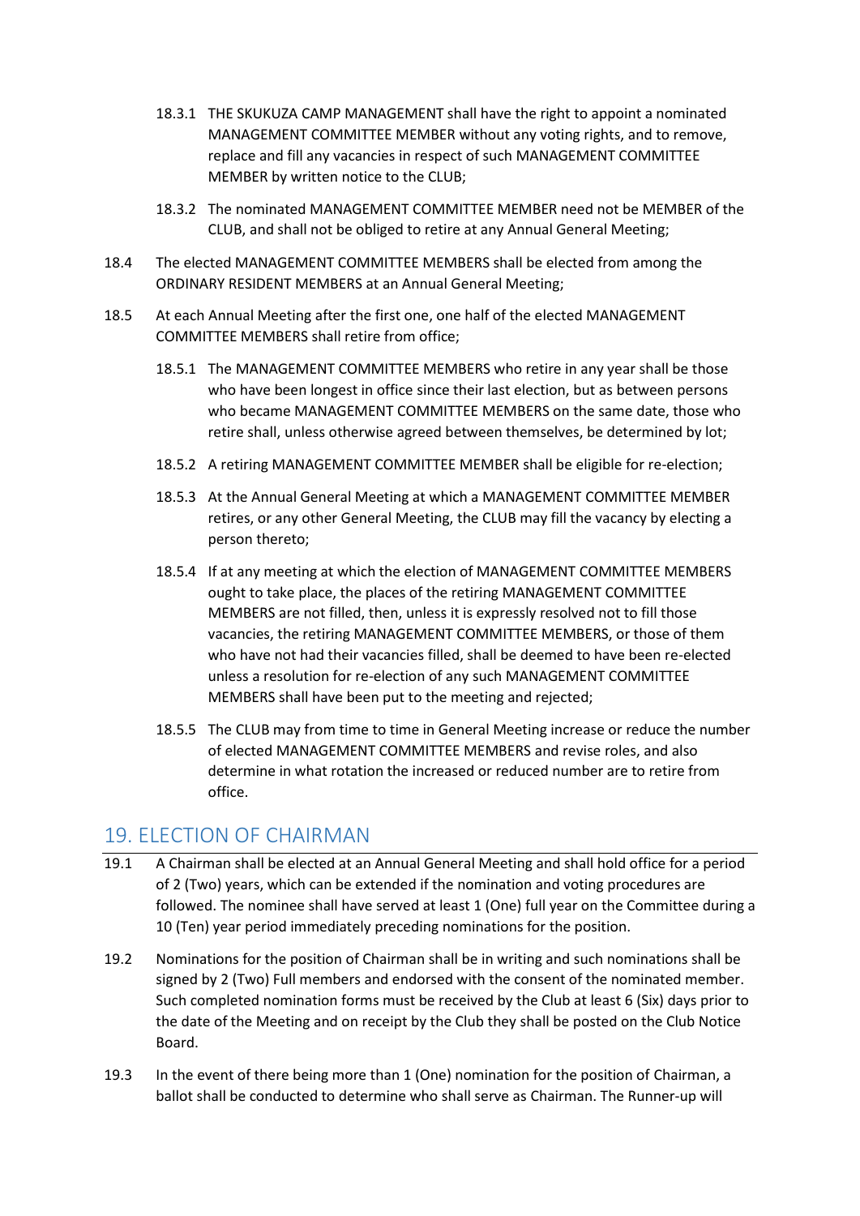18.3.1 THE SKUKUZA CAMP MANAGEMENT shall have the right to appoint a nominated MANAGEMENT COMMITTEE MEMBER without any voting rights, and to remove, replace and fill any vacancies in respect of such MANAGEMENT COMMITTEE MEMBER by written notice to the CLUB;

18.3.2 The nominated MANAGEMENT COMMITTEE MEMBER need not be MEMBER of the CLUB, and shall not be obliged to retire at any Annual General Meeting;

18.4 The elected MANAGEMENT COMMITTEE MEMBERS shall be elected from among the ORDINARY RESIDENT MEMBERS at an Annual General Meeting;

18.5 At each Annual Meeting after the first one, one half of the elected MANAGEMENT COMMITTEE MEMBERS shall retire from office;

18.5.1 The MANAGEMENT COMMITTEE MEMBERS who retire in any year shall be those who have been longest in office since their last election, but as between persons who became MANAGEMENT COMMITTEE MEMBERS on the same date, those who retire shall, unless otherwise agreed between themselves, be determined by lot;

18.5.2 A retiring MANAGEMENT COMMITTEE MEMBER shall be eligible for re-election;

18.5.3 At the Annual General Meeting at which a MANAGEMENT COMMITTEE MEMBER retires, or any other General Meeting, the CLUB may fill the vacancy by electing a person thereto;

18.5.4 If at any meeting at which the election of MANAGEMENT COMMITTEE MEMBERS ought to take place, the places of the retiring MANAGEMENT COMMITTEE MEMBERS are not filled, then, unless it is expressly resolved not to fill those vacancies, the retiring MANAGEMENT COMMITTEE MEMBERS, or those of them who have not had their vacancies filled, shall be deemed to have been re-elected unless a resolution for re-election of any such MANAGEMENT COMMITTEE MEMBERS shall have been put to the meeting and rejected;

18.5.5 The CLUB may from time to time in General Meeting increase or reduce the number of elected MANAGEMENT COMMITTEE MEMBERS and revise roles, and also determine in what rotation the increased or reduced number are to retire from office.

## 19. ELECTION OF CHAIRMAN

19.1 A Chairman shall be elected at an Annual General Meeting and shall hold office for a period of 2 (Two) years, which can be extended if the nomination and voting procedures are followed. The nominee shall have served at least 1 (One) full year on the Committee during a 10 (Ten) year period immediately preceding nominations for the position.

19.2 Nominations for the position of Chairman shall be in writing and such nominations shall be signed by 2 (Two) Full members and endorsed with the consent of the nominated member. Such completed nomination forms must be received by the Club at least 6 (Six) days prior to the date of the Meeting and on receipt by the Club they shall be posted on the Club Notice Board.

19.3 In the event of there being more than 1 (One) nomination for the position of Chairman, a ballot shall be conducted to determine who shall serve as Chairman. The Runner-up will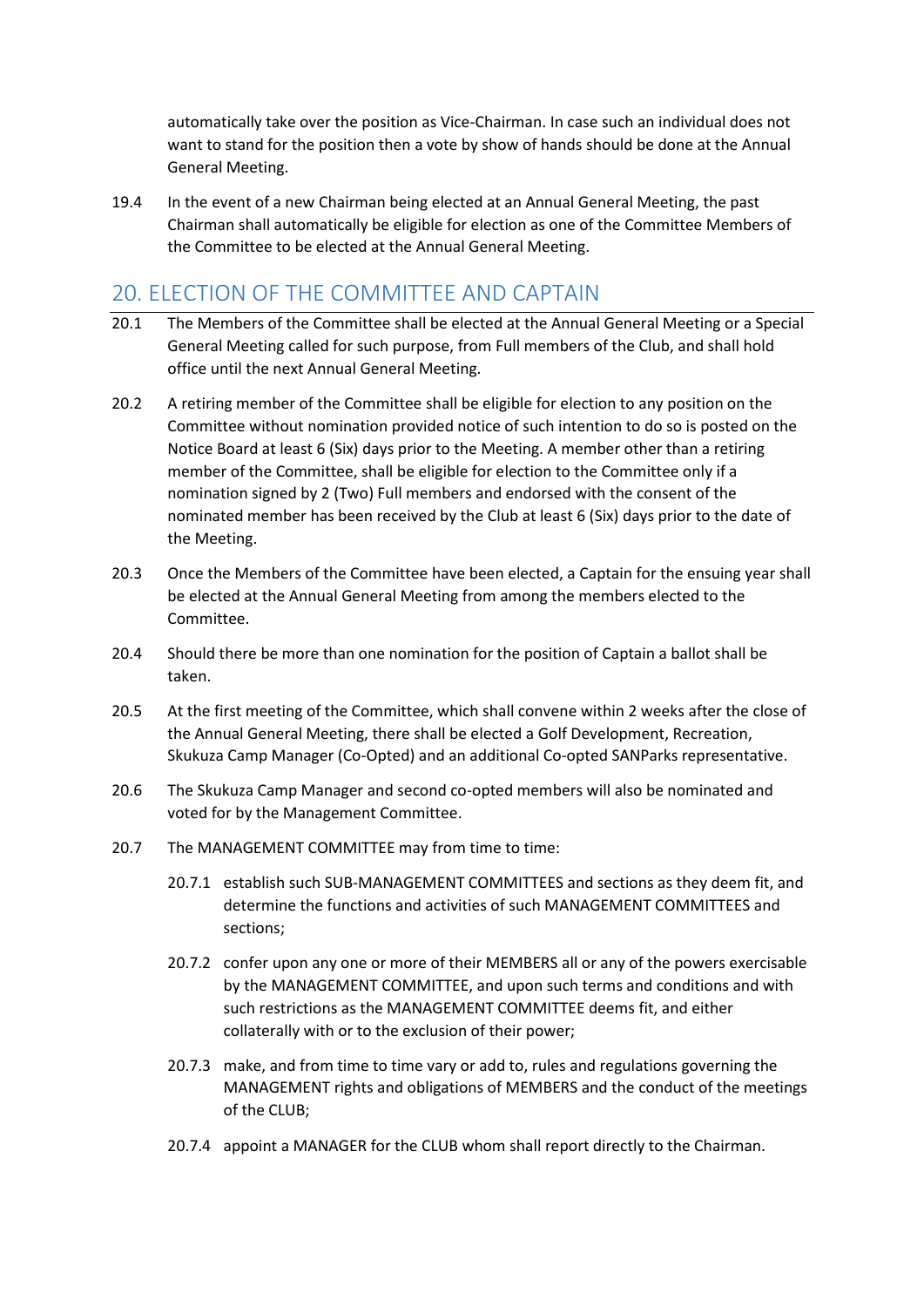automatically take over the position as Vice-Chairman. In case such an individual does not want to stand for the position then a vote by show of hands should be done at the Annual General Meeting.

19.4 In the event of a new Chairman being elected at an Annual General Meeting, the past Chairman shall automatically be eligible for election as one of the Committee Members of the Committee to be elected at the Annual General Meeting.

## 20. ELECTION OF THE COMMITTEE AND CAPTAIN

20.1 The Members of the Committee shall be elected at the Annual General Meeting or a Special General Meeting called for such purpose, from Full members of the Club, and shall hold office until the next Annual General Meeting.

20.2 A retiring member of the Committee shall be eligible for election to any position on the Committee without nomination provided notice of such intention to do so is posted on the Notice Board at least 6 (Six) days prior to the Meeting. A member other than a retiring member of the Committee, shall be eligible for election to the Committee only if a nomination signed by 2 (Two) Full members and endorsed with the consent of the nominated member has been received by the Club at least 6 (Six) days prior to the date of the Meeting.

20.3 Once the Members of the Committee have been elected, a Captain for the ensuing year shall be elected at the Annual General Meeting from among the members elected to the Committee.

20.4 Should there be more than one nomination for the position of Captain a ballot shall be taken.

20.5 At the first meeting of the Committee, which shall convene within 2 weeks after the close of the Annual General Meeting, there shall be elected a Golf Development, Recreation, Skukuza Camp Manager (Co-Opted) and an additional Co-opted SANParks representative.

20.6 The Skukuza Camp Manager and second co-opted members will also be nominated and voted for by the Management Committee.

20.7 The MANAGEMENT COMMITTEE may from time to time:

20.7.1 establish such SUB-MANAGEMENT COMMITTEES and sections as they deem fit, and determine the functions and activities of such MANAGEMENT COMMITTEES and sections;

20.7.2 confer upon any one or more of their MEMBERS all or any of the powers exercisable by the MANAGEMENT COMMITTEE, and upon such terms and conditions and with such restrictions as the MANAGEMENT COMMITTEE deems fit, and either collaterally with or to the exclusion of their power;

20.7.3 make, and from time to time vary or add to, rules and regulations governing the MANAGEMENT rights and obligations of MEMBERS and the conduct of the meetings of the CLUB;

20.7.4 appoint a MANAGER for the CLUB whom shall report directly to the Chairman.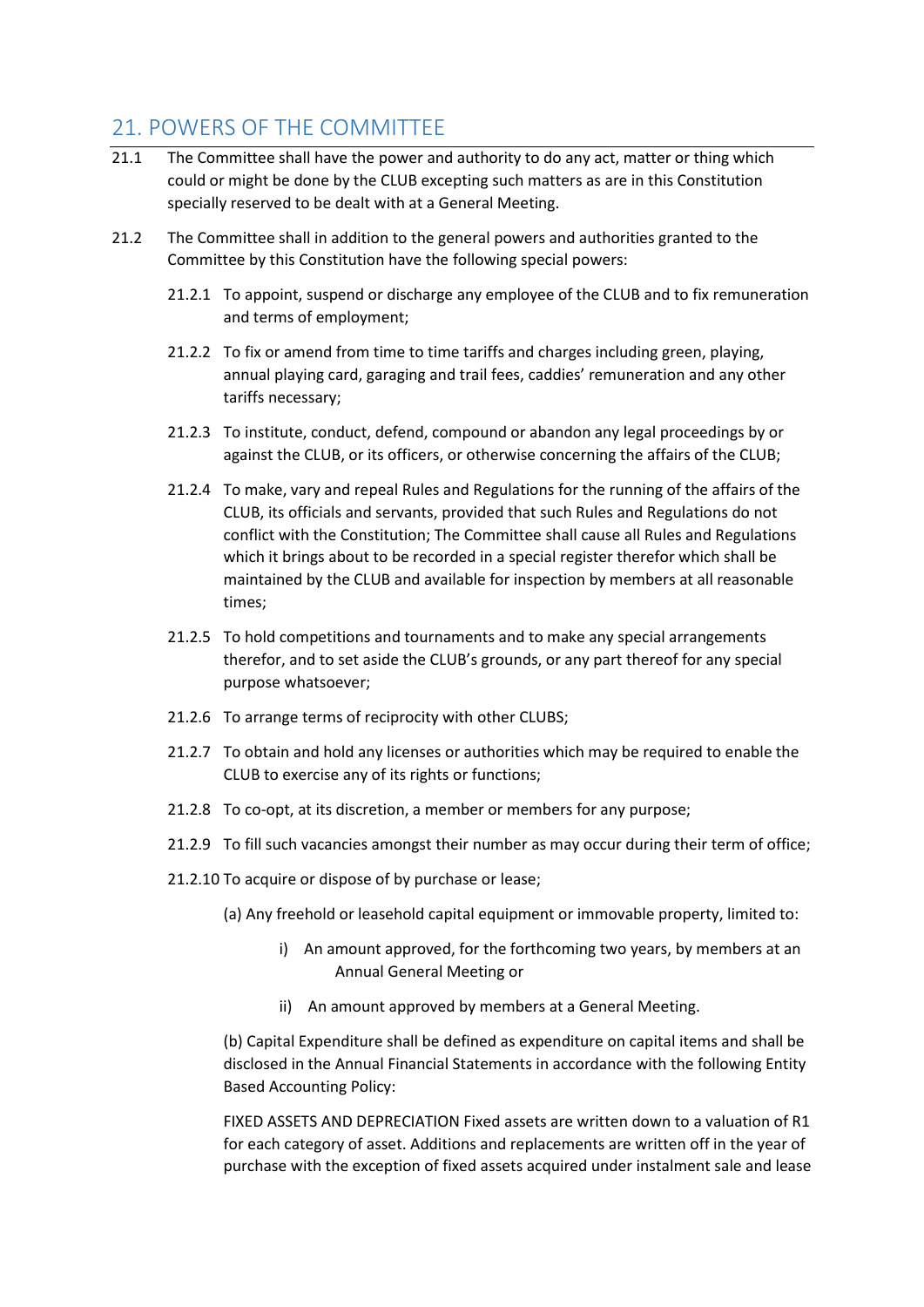## 21. POWERS OF THE COMMITTEE

21.1 The Committee shall have the power and authority to do any act, matter or thing which could or might be done by the CLUB excepting such matters as are in this Constitution specially reserved to be dealt with at a General Meeting.

21.2 The Committee shall in addition to the general powers and authorities granted to the Committee by this Constitution have the following special powers:

21.2.1 To appoint, suspend or discharge any employee of the CLUB and to fix remuneration and terms of employment;

21.2.2 To fix or amend from time to time tariffs and charges including green, playing, annual playing card, garaging and trail fees, caddies' remuneration and any other tariffs necessary;

21.2.3 To institute, conduct, defend, compound or abandon any legal proceedings by or against the CLUB, or its officers, or otherwise concerning the affairs of the CLUB;

21.2.4 To make, vary and repeal Rules and Regulations for the running of the affairs of the CLUB, its officials and servants, provided that such Rules and Regulations do not conflict with the Constitution; The Committee shall cause all Rules and Regulations which it brings about to be recorded in a special register therefor which shall be maintained by the CLUB and available for inspection by members at all reasonable times;

21.2.5 To hold competitions and tournaments and to make any special arrangements therefor, and to set aside the CLUB's grounds, or any part thereof for any special purpose whatsoever;

21.2.6 To arrange terms of reciprocity with other CLUBS;

21.2.7 To obtain and hold any licenses or authorities which may be required to enable the CLUB to exercise any of its rights or functions;

21.2.8 To co-opt, at its discretion, a member or members for any purpose;

21.2.9 To fill such vacancies amongst their number as may occur during their term of office;

21.2.10 To acquire or dispose of by purchase or lease;

(a) Any freehold or leasehold capital equipment or immovable property, limited to:

i) An amount approved, for the forthcoming two years, by members at an Annual General Meeting or

ii) An amount approved by members at a General Meeting.

(b) Capital Expenditure shall be defined as expenditure on capital items and shall be disclosed in the Annual Financial Statements in accordance with the following Entity Based Accounting Policy:

FIXED ASSETS AND DEPRECIATION Fixed assets are written down to a valuation of R1 for each category of asset. Additions and replacements are written off in the year of purchase with the exception of fixed assets acquired under instalment sale and lease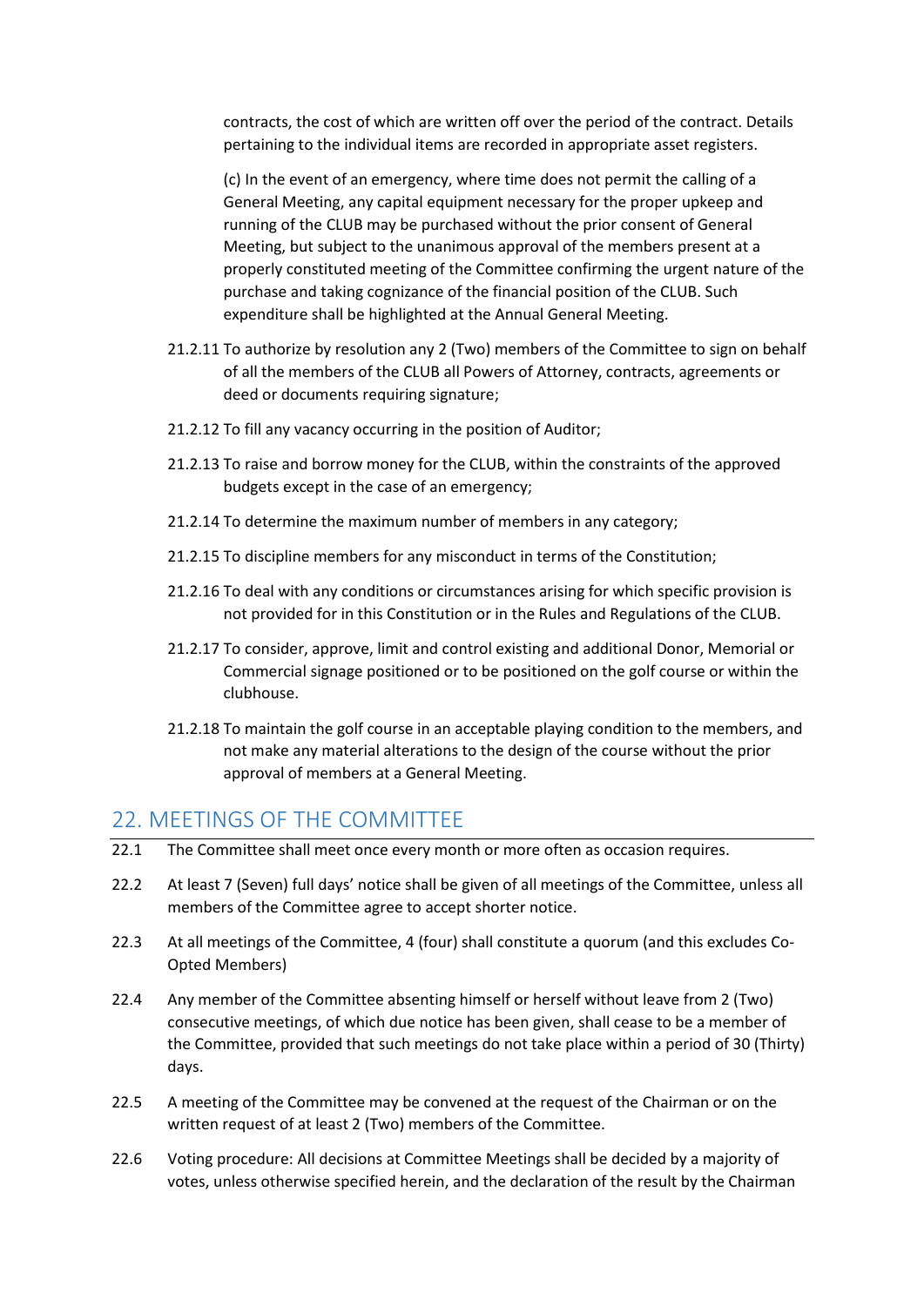contracts, the cost of which are written off over the period of the contract. Details pertaining to the individual items are recorded in appropriate asset registers.

(c) In the event of an emergency, where time does not permit the calling of a General Meeting, any capital equipment necessary for the proper upkeep and running of the CLUB may be purchased without the prior consent of General Meeting, but subject to the unanimous approval of the members present at a properly constituted meeting of the Committee confirming the urgent nature of the purchase and taking cognizance of the financial position of the CLUB. Such expenditure shall be highlighted at the Annual General Meeting.

21.2.11 To authorize by resolution any 2 (Two) members of the Committee to sign on behalf of all the members of the CLUB all Powers of Attorney, contracts, agreements or deed or documents requiring signature;

21.2.12 To fill any vacancy occurring in the position of Auditor;

21.2.13 To raise and borrow money for the CLUB, within the constraints of the approved budgets except in the case of an emergency;

21.2.14 To determine the maximum number of members in any category;

21.2.15 To discipline members for any misconduct in terms of the Constitution;

21.2.16 To deal with any conditions or circumstances arising for which specific provision is not provided for in this Constitution or in the Rules and Regulations of the CLUB.

21.2.17 To consider, approve, limit and control existing and additional Donor, Memorial or Commercial signage positioned or to be positioned on the golf course or within the clubhouse.

21.2.18 To maintain the golf course in an acceptable playing condition to the members, and not make any material alterations to the design of the course without the prior approval of members at a General Meeting.

## 22. MEETINGS OF THE COMMITTEE

22.1 The Committee shall meet once every month or more often as occasion requires.

22.2 At least 7 (Seven) full days' notice shall be given of all meetings of the Committee, unless all members of the Committee agree to accept shorter notice.

22.3 At all meetings of the Committee, 4 (four) shall constitute a quorum (and this excludes Co-Opted Members)

22.4 Any member of the Committee absenting himself or herself without leave from 2 (Two) consecutive meetings, of which due notice has been given, shall cease to be a member of the Committee, provided that such meetings do not take place within a period of 30 (Thirty) days.

22.5 A meeting of the Committee may be convened at the request of the Chairman or on the written request of at least 2 (Two) members of the Committee.

22.6 Voting procedure: All decisions at Committee Meetings shall be decided by a majority of votes, unless otherwise specified herein, and the declaration of the result by the Chairman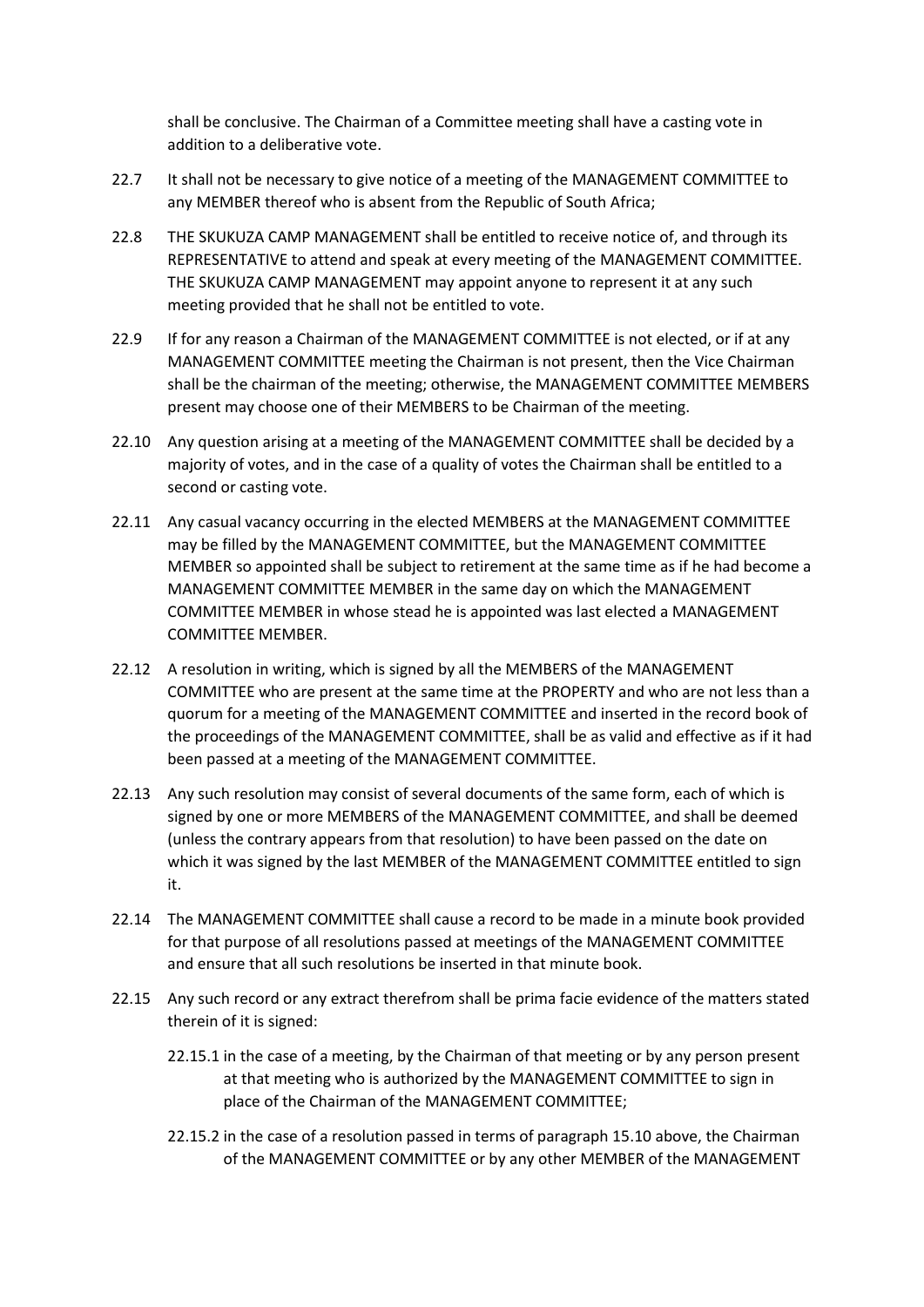shall be conclusive. The Chairman of a Committee meeting shall have a casting vote in addition to a deliberative vote.

22.7 It shall not be necessary to give notice of a meeting of the MANAGEMENT COMMITTEE to any MEMBER thereof who is absent from the Republic of South Africa;

22.8 THE SKUKUZA CAMP MANAGEMENT shall be entitled to receive notice of, and through its REPRESENTATIVE to attend and speak at every meeting of the MANAGEMENT COMMITTEE. THE SKUKUZA CAMP MANAGEMENT may appoint anyone to represent it at any such meeting provided that he shall not be entitled to vote.

22.9 If for any reason a Chairman of the MANAGEMENT COMMITTEE is not elected, or if at any MANAGEMENT COMMITTEE meeting the Chairman is not present, then the Vice Chairman shall be the chairman of the meeting; otherwise, the MANAGEMENT COMMITTEE MEMBERS present may choose one of their MEMBERS to be Chairman of the meeting.

22.10 Any question arising at a meeting of the MANAGEMENT COMMITTEE shall be decided by a majority of votes, and in the case of a quality of votes the Chairman shall be entitled to a second or casting vote.

22.11 Any casual vacancy occurring in the elected MEMBERS at the MANAGEMENT COMMITTEE may be filled by the MANAGEMENT COMMITTEE, but the MANAGEMENT COMMITTEE MEMBER so appointed shall be subject to retirement at the same time as if he had become a MANAGEMENT COMMITTEE MEMBER in the same day on which the MANAGEMENT COMMITTEE MEMBER in whose stead he is appointed was last elected a MANAGEMENT COMMITTEE MEMBER.

22.12 A resolution in writing, which is signed by all the MEMBERS of the MANAGEMENT COMMITTEE who are present at the same time at the PROPERTY and who are not less than a quorum for a meeting of the MANAGEMENT COMMITTEE and inserted in the record book of the proceedings of the MANAGEMENT COMMITTEE, shall be as valid and effective as if it had been passed at a meeting of the MANAGEMENT COMMITTEE.

22.13 Any such resolution may consist of several documents of the same form, each of which is signed by one or more MEMBERS of the MANAGEMENT COMMITTEE, and shall be deemed (unless the contrary appears from that resolution) to have been passed on the date on which it was signed by the last MEMBER of the MANAGEMENT COMMITTEE entitled to sign it.

22.14 The MANAGEMENT COMMITTEE shall cause a record to be made in a minute book provided for that purpose of all resolutions passed at meetings of the MANAGEMENT COMMITTEE and ensure that all such resolutions be inserted in that minute book.

22.15 Any such record or any extract therefrom shall be prima facie evidence of the matters stated therein of it is signed:

22.15.1 in the case of a meeting, by the Chairman of that meeting or by any person present at that meeting who is authorized by the MANAGEMENT COMMITTEE to sign in place of the Chairman of the MANAGEMENT COMMITTEE;

22.15.2 in the case of a resolution passed in terms of paragraph 15.10 above, the Chairman of the MANAGEMENT COMMITTEE or by any other MEMBER of the MANAGEMENT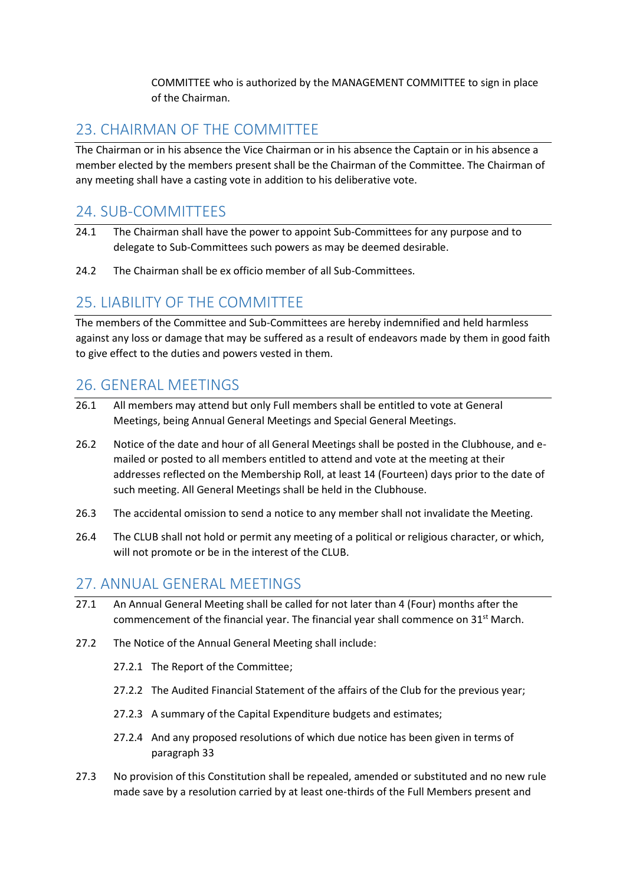COMMITTEE who is authorized by the MANAGEMENT COMMITTEE to sign in place of the Chairman.

## 23. CHAIRMAN OF THE COMMITTEE

The Chairman or in his absence the Vice Chairman or in his absence the Captain or in his absence a member elected by the members present shall be the Chairman of the Committee. The Chairman of any meeting shall have a casting vote in addition to his deliberative vote.

## 24. SUB-COMMITTEES

24.1 The Chairman shall have the power to appoint Sub-Committees for any purpose and to delegate to Sub-Committees such powers as may be deemed desirable.

24.2 The Chairman shall be ex officio member of all Sub-Committees.

## 25. LIABILITY OF THE COMMITTEE

The members of the Committee and Sub-Committees are hereby indemnified and held harmless against any loss or damage that may be suffered as a result of endeavors made by them in good faith to give effect to the duties and powers vested in them.

## 26. GENERAL MEETINGS

26.1 All members may attend but only Full members shall be entitled to vote at General Meetings, being Annual General Meetings and Special General Meetings.

26.2 Notice of the date and hour of all General Meetings shall be posted in the Clubhouse, and e-mailed or posted to all members entitled to attend and vote at the meeting at their addresses reflected on the Membership Roll, at least 14 (Fourteen) days prior to the date of such meeting. All General Meetings shall be held in the Clubhouse.

26.3 The accidental omission to send a notice to any member shall not invalidate the Meeting.

26.4 The CLUB shall not hold or permit any meeting of a political or religious character, or which, will not promote or be in the interest of the CLUB.

## 27. ANNUAL GENERAL MEETINGS

27.1 An Annual General Meeting shall be called for not later than 4 (Four) months after the commencement of the financial year. The financial year shall commence on 31st March.

27.2 The Notice of the Annual General Meeting shall include:

27.2.1 The Report of the Committee;

27.2.2 The Audited Financial Statement of the affairs of the Club for the previous year;

27.2.3 A summary of the Capital Expenditure budgets and estimates;

27.2.4 And any proposed resolutions of which due notice has been given in terms of paragraph 33

27.3 No provision of this Constitution shall be repealed, amended or substituted and no new rule made save by a resolution carried by at least one-thirds of the Full Members present and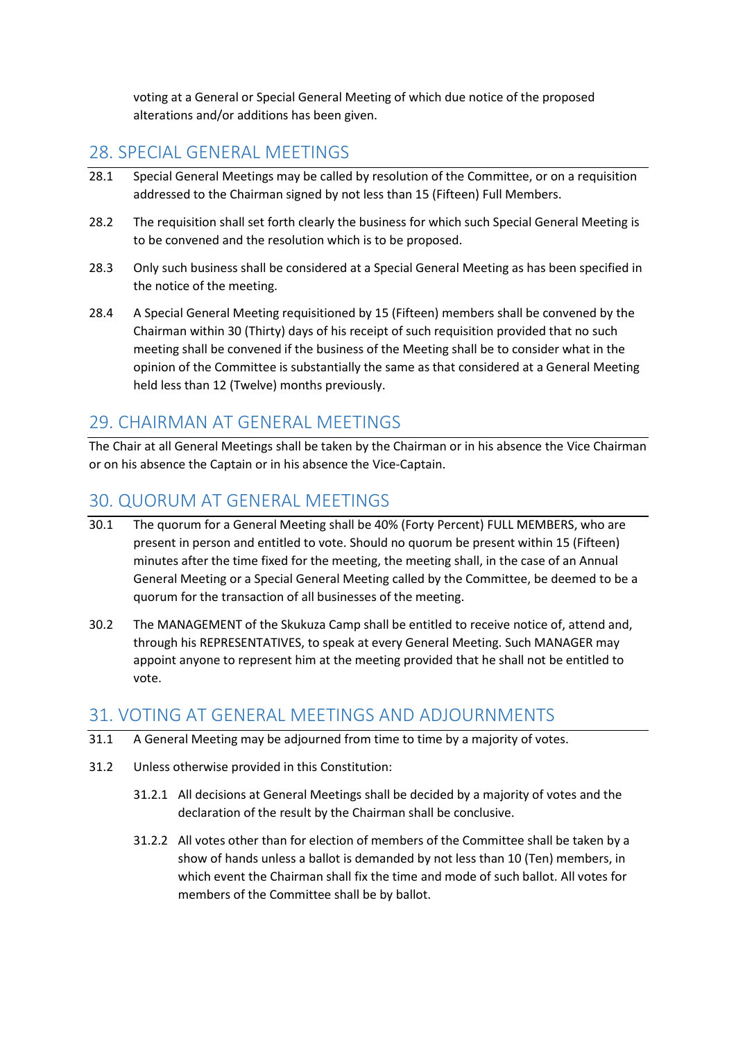voting at a General or Special General Meeting of which due notice of the proposed alterations and/or additions has been given.

## 28. SPECIAL GENERAL MEETINGS

28.1 Special General Meetings may be called by resolution of the Committee, or on a requisition addressed to the Chairman signed by not less than 15 (Fifteen) Full Members.

28.2 The requisition shall set forth clearly the business for which such Special General Meeting is to be convened and the resolution which is to be proposed.

28.3 Only such business shall be considered at a Special General Meeting as has been specified in the notice of the meeting.

28.4 A Special General Meeting requisitioned by 15 (Fifteen) members shall be convened by the Chairman within 30 (Thirty) days of his receipt of such requisition provided that no such meeting shall be convened if the business of the Meeting shall be to consider what in the opinion of the Committee is substantially the same as that considered at a General Meeting held less than 12 (Twelve) months previously.

## 29. CHAIRMAN AT GENERAL MEETINGS

The Chair at all General Meetings shall be taken by the Chairman or in his absence the Vice Chairman or on his absence the Captain or in his absence the Vice-Captain.

## 30. QUORUM AT GENERAL MEETINGS

30.1 The quorum for a General Meeting shall be 40% (Forty Percent) FULL MEMBERS, who are present in person and entitled to vote. Should no quorum be present within 15 (Fifteen) minutes after the time fixed for the meeting, the meeting shall, in the case of an Annual General Meeting or a Special General Meeting called by the Committee, be deemed to be a quorum for the transaction of all businesses of the meeting.

30.2 The MANAGEMENT of the Skukuza Camp shall be entitled to receive notice of, attend and, through his REPRESENTATIVES, to speak at every General Meeting. Such MANAGER may appoint anyone to represent him at the meeting provided that he shall not be entitled to vote.

## 31. VOTING AT GENERAL MEETINGS AND ADJOURNMENTS

31.1 A General Meeting may be adjourned from time to time by a majority of votes.

31.2 Unless otherwise provided in this Constitution:

31.2.1 All decisions at General Meetings shall be decided by a majority of votes and the declaration of the result by the Chairman shall be conclusive.

31.2.2 All votes other than for election of members of the Committee shall be taken by a show of hands unless a ballot is demanded by not less than 10 (Ten) members, in which event the Chairman shall fix the time and mode of such ballot. All votes for members of the Committee shall be by ballot.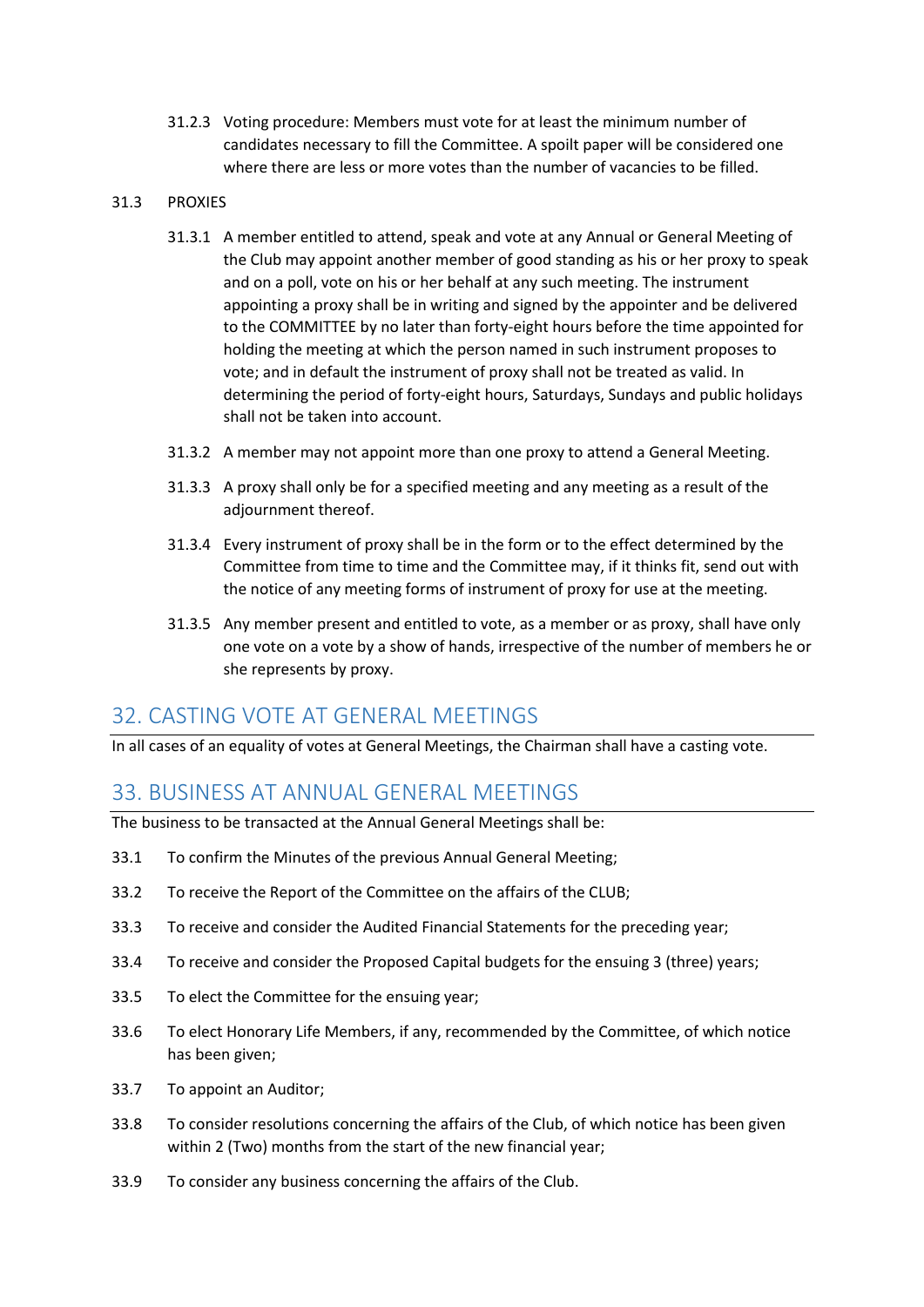31.2.3 Voting procedure: Members must vote for at least the minimum number of candidates necessary to fill the Committee. A spoilt paper will be considered one where there are less or more votes than the number of vacancies to be filled.

31.3 PROXIES

31.3.1 A member entitled to attend, speak and vote at any Annual or General Meeting of the Club may appoint another member of good standing as his or her proxy to speak and on a poll, vote on his or her behalf at any such meeting. The instrument appointing a proxy shall be in writing and signed by the appointer and be delivered to the COMMITTEE by no later than forty-eight hours before the time appointed for holding the meeting at which the person named in such instrument proposes to vote; and in default the instrument of proxy shall not be treated as valid. In determining the period of forty-eight hours, Saturdays, Sundays and public holidays shall not be taken into account.

31.3.2 A member may not appoint more than one proxy to attend a General Meeting.

31.3.3 A proxy shall only be for a specified meeting and any meeting as a result of the adjournment thereof.

31.3.4 Every instrument of proxy shall be in the form or to the effect determined by the Committee from time to time and the Committee may, if it thinks fit, send out with the notice of any meeting forms of instrument of proxy for use at the meeting.

31.3.5 Any member present and entitled to vote, as a member or as proxy, shall have only one vote on a vote by a show of hands, irrespective of the number of members he or she represents by proxy.

## 32. CASTING VOTE AT GENERAL MEETINGS

In all cases of an equality of votes at General Meetings, the Chairman shall have a casting vote.

## 33. BUSINESS AT ANNUAL GENERAL MEETINGS

The business to be transacted at the Annual General Meetings shall be:

33.1 To confirm the Minutes of the previous Annual General Meeting;

33.2 To receive the Report of the Committee on the affairs of the CLUB;

33.3 To receive and consider the Audited Financial Statements for the preceding year;

33.4 To receive and consider the Proposed Capital budgets for the ensuing 3 (three) years;

33.5 To elect the Committee for the ensuing year;

33.6 To elect Honorary Life Members, if any, recommended by the Committee, of which notice has been given;

33.7 To appoint an Auditor;

33.8 To consider resolutions concerning the affairs of the Club, of which notice has been given within 2 (Two) months from the start of the new financial year;

33.9 To consider any business concerning the affairs of the Club.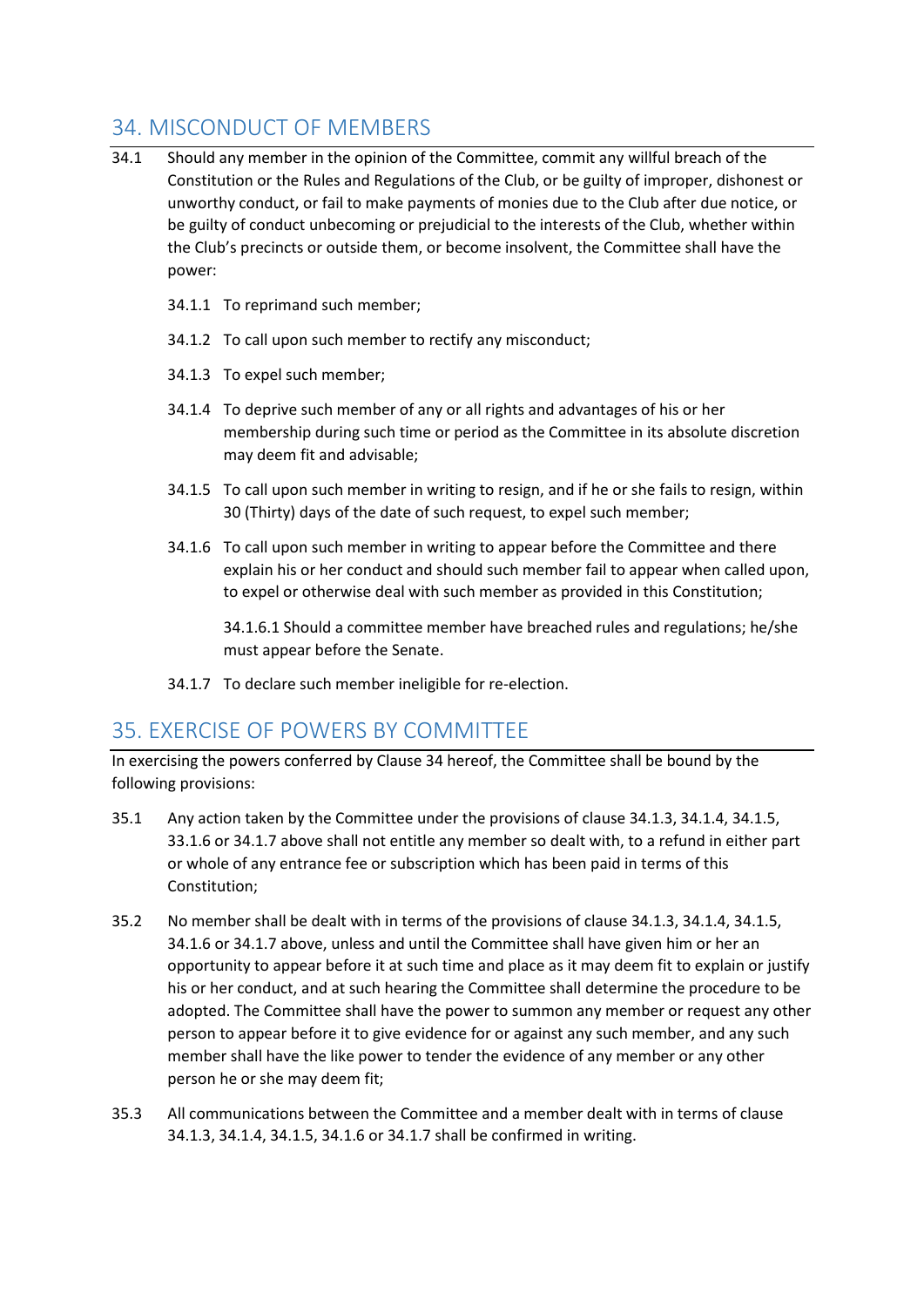## 34. MISCONDUCT OF MEMBERS

34.1 Should any member in the opinion of the Committee, commit any willful breach of the Constitution or the Rules and Regulations of the Club, or be guilty of improper, dishonest or unworthy conduct, or fail to make payments of monies due to the Club after due notice, or be guilty of conduct unbecoming or prejudicial to the interests of the Club, whether within the Club's precincts or outside them, or become insolvent, the Committee shall have the power:

34.1.1 To reprimand such member;

34.1.2 To call upon such member to rectify any misconduct;

34.1.3 To expel such member;

34.1.4 To deprive such member of any or all rights and advantages of his or her membership during such time or period as the Committee in its absolute discretion may deem fit and advisable;

34.1.5 To call upon such member in writing to resign, and if he or she fails to resign, within 30 (Thirty) days of the date of such request, to expel such member;

34.1.6 To call upon such member in writing to appear before the Committee and there explain his or her conduct and should such member fail to appear when called upon, to expel or otherwise deal with such member as provided in this Constitution;

34.1.6.1 Should a committee member have breached rules and regulations; he/she must appear before the Senate.

34.1.7 To declare such member ineligible for re-election.

## 35. EXERCISE OF POWERS BY COMMITTEE

In exercising the powers conferred by Clause 34 hereof, the Committee shall be bound by the following provisions:

35.1 Any action taken by the Committee under the provisions of clause 34.1.3, 34.1.4, 34.1.5, 33.1.6 or 34.1.7 above shall not entitle any member so dealt with, to a refund in either part or whole of any entrance fee or subscription which has been paid in terms of this Constitution;

35.2 No member shall be dealt with in terms of the provisions of clause 34.1.3, 34.1.4, 34.1.5, 34.1.6 or 34.1.7 above, unless and until the Committee shall have given him or her an opportunity to appear before it at such time and place as it may deem fit to explain or justify his or her conduct, and at such hearing the Committee shall determine the procedure to be adopted. The Committee shall have the power to summon any member or request any other person to appear before it to give evidence for or against any such member, and any such member shall have the like power to tender the evidence of any member or any other person he or she may deem fit;

35.3 All communications between the Committee and a member dealt with in terms of clause 34.1.3, 34.1.4, 34.1.5, 34.1.6 or 34.1.7 shall be confirmed in writing.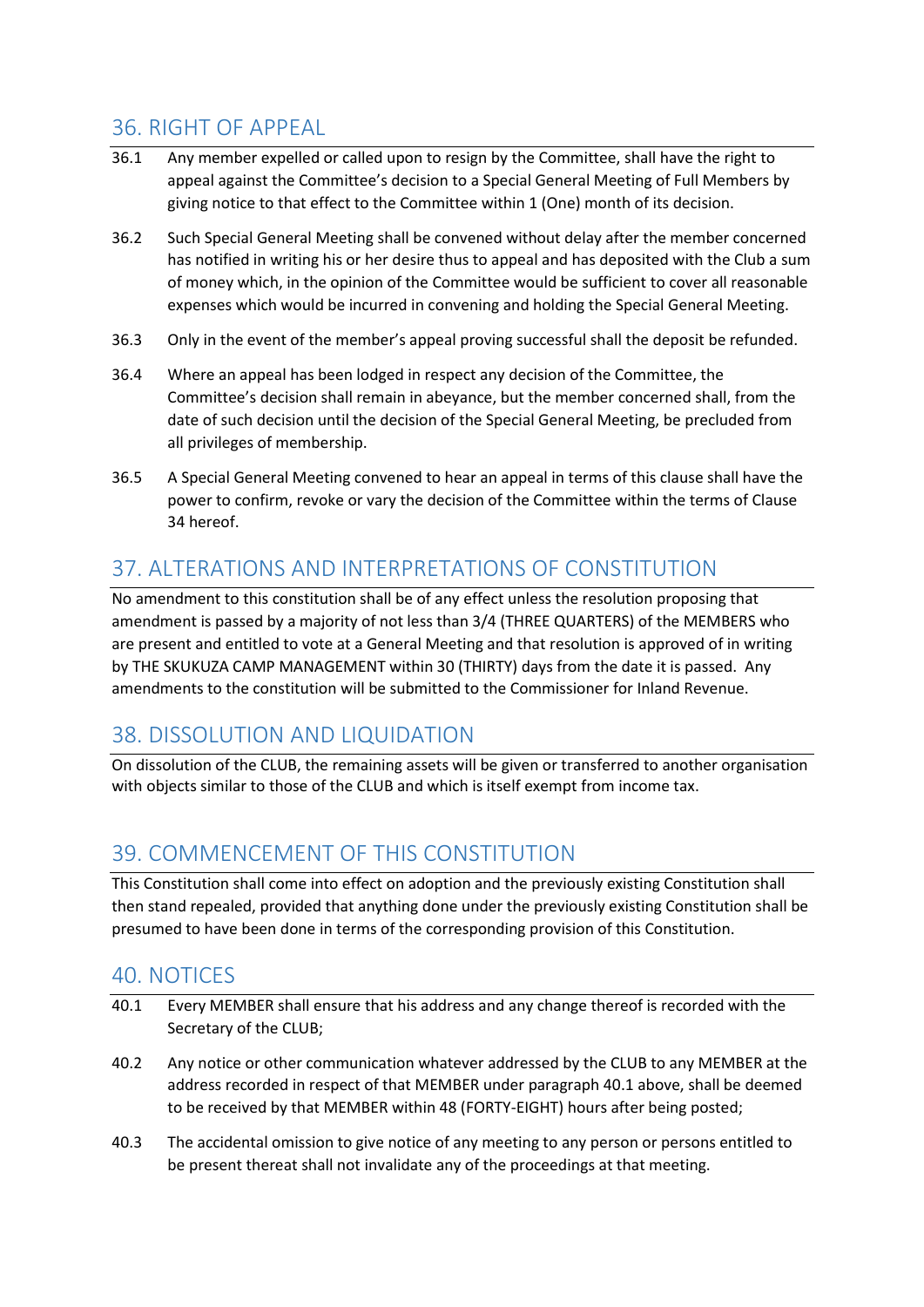## 36. RIGHT OF APPEAL

36.1 Any member expelled or called upon to resign by the Committee, shall have the right to appeal against the Committee's decision to a Special General Meeting of Full Members by giving notice to that effect to the Committee within 1 (One) month of its decision.

36.2 Such Special General Meeting shall be convened without delay after the member concerned has notified in writing his or her desire thus to appeal and has deposited with the Club a sum of money which, in the opinion of the Committee would be sufficient to cover all reasonable expenses which would be incurred in convening and holding the Special General Meeting.

36.3 Only in the event of the member's appeal proving successful shall the deposit be refunded.

36.4 Where an appeal has been lodged in respect any decision of the Committee, the Committee's decision shall remain in abeyance, but the member concerned shall, from the date of such decision until the decision of the Special General Meeting, be precluded from all privileges of membership.

36.5 A Special General Meeting convened to hear an appeal in terms of this clause shall have the power to confirm, revoke or vary the decision of the Committee within the terms of Clause 34 hereof.

## 37. ALTERATIONS AND INTERPRETATIONS OF CONSTITUTION

No amendment to this constitution shall be of any effect unless the resolution proposing that amendment is passed by a majority of not less than 3/4 (THREE QUARTERS) of the MEMBERS who are present and entitled to vote at a General Meeting and that resolution is approved of in writing by THE SKUKUZA CAMP MANAGEMENT within 30 (THIRTY) days from the date it is passed. Any amendments to the constitution will be submitted to the Commissioner for Inland Revenue.

## 38. DISSOLUTION AND LIQUIDATION

On dissolution of the CLUB, the remaining assets will be given or transferred to another organisation with objects similar to those of the CLUB and which is itself exempt from income tax.

## 39. COMMENCEMENT OF THIS CONSTITUTION

This Constitution shall come into effect on adoption and the previously existing Constitution shall then stand repealed, provided that anything done under the previously existing Constitution shall be presumed to have been done in terms of the corresponding provision of this Constitution.

## 40. NOTICES

40.1 Every MEMBER shall ensure that his address and any change thereof is recorded with the Secretary of the CLUB;

40.2 Any notice or other communication whatever addressed by the CLUB to any MEMBER at the address recorded in respect of that MEMBER under paragraph 40.1 above, shall be deemed to be received by that MEMBER within 48 (FORTY-EIGHT) hours after being posted;

40.3 The accidental omission to give notice of any meeting to any person or persons entitled to be present thereat shall not invalidate any of the proceedings at that meeting.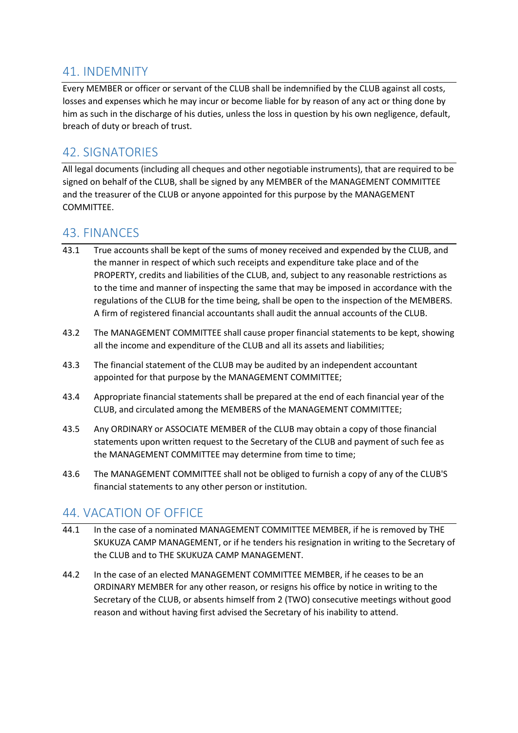## 41. INDEMNITY

Every MEMBER or officer or servant of the CLUB shall be indemnified by the CLUB against all costs, losses and expenses which he may incur or become liable for by reason of any act or thing done by him as such in the discharge of his duties, unless the loss in question by his own negligence, default, breach of duty or breach of trust.

## 42. SIGNATORIES

All legal documents (including all cheques and other negotiable instruments), that are required to be signed on behalf of the CLUB, shall be signed by any MEMBER of the MANAGEMENT COMMITTEE and the treasurer of the CLUB or anyone appointed for this purpose by the MANAGEMENT COMMITTEE.

## 43. FINANCES

43.1 True accounts shall be kept of the sums of money received and expended by the CLUB, and the manner in respect of which such receipts and expenditure take place and of the PROPERTY, credits and liabilities of the CLUB, and, subject to any reasonable restrictions as to the time and manner of inspecting the same that may be imposed in accordance with the regulations of the CLUB for the time being, shall be open to the inspection of the MEMBERS. A firm of registered financial accountants shall audit the annual accounts of the CLUB.

43.2 The MANAGEMENT COMMITTEE shall cause proper financial statements to be kept, showing all the income and expenditure of the CLUB and all its assets and liabilities;

43.3 The financial statement of the CLUB may be audited by an independent accountant appointed for that purpose by the MANAGEMENT COMMITTEE;

43.4 Appropriate financial statements shall be prepared at the end of each financial year of the CLUB, and circulated among the MEMBERS of the MANAGEMENT COMMITTEE;

43.5 Any ORDINARY or ASSOCIATE MEMBER of the CLUB may obtain a copy of those financial statements upon written request to the Secretary of the CLUB and payment of such fee as the MANAGEMENT COMMITTEE may determine from time to time;

43.6 The MANAGEMENT COMMITTEE shall not be obliged to furnish a copy of any of the CLUB'S financial statements to any other person or institution.

## 44. VACATION OF OFFICE

44.1 In the case of a nominated MANAGEMENT COMMITTEE MEMBER, if he is removed by THE SKUKUZA CAMP MANAGEMENT, or if he tenders his resignation in writing to the Secretary of the CLUB and to THE SKUKUZA CAMP MANAGEMENT.

44.2 In the case of an elected MANAGEMENT COMMITTEE MEMBER, if he ceases to be an ORDINARY MEMBER for any other reason, or resigns his office by notice in writing to the Secretary of the CLUB, or absents himself from 2 (TWO) consecutive meetings without good reason and without having first advised the Secretary of his inability to attend.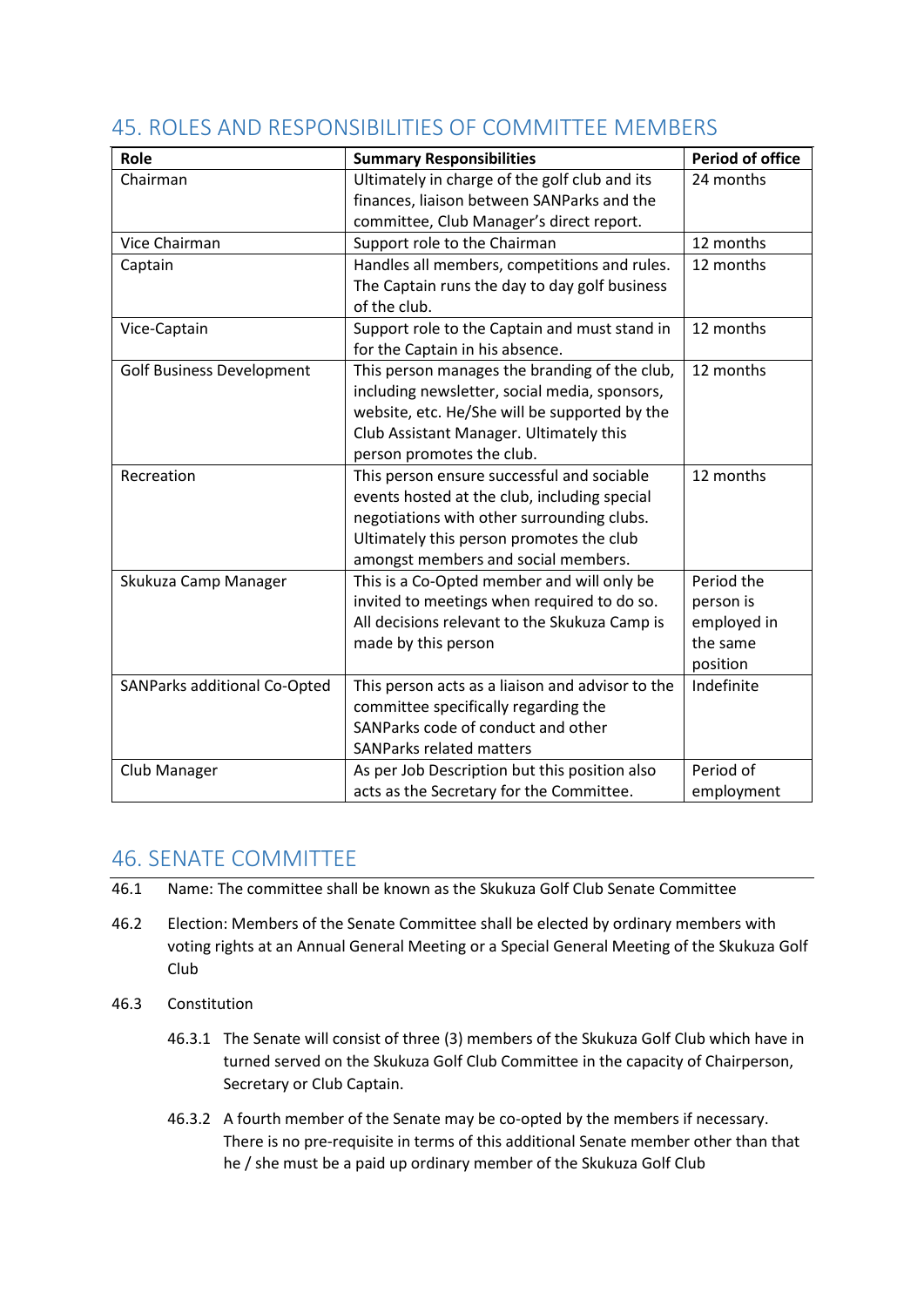## 45. ROLES AND RESPONSIBILITIES OF COMMITTEE MEMBERS

| Role | Summary Responsibilities | Period of office |
|---|---|---|
| Chairman | Ultimately in charge of the golf club and its finances, liaison between SANParks and the committee, Club Manager's direct report. | 24 months |
| Vice Chairman | Support role to the Chairman | 12 months |
| Captain | Handles all members, competitions and rules. The Captain runs the day to day golf business of the club. | 12 months |
| Vice-Captain | Support role to the Captain and must stand in for the Captain in his absence. | 12 months |
| Golf Business Development | This person manages the branding of the club, including newsletter, social media, sponsors, website, etc. He/She will be supported by the Club Assistant Manager. Ultimately this person promotes the club. | 12 months |
| Recreation | This person ensure successful and sociable events hosted at the club, including special negotiations with other surrounding clubs. Ultimately this person promotes the club amongst members and social members. | 12 months |
| Skukuza Camp Manager | This is a Co-Opted member and will only be invited to meetings when required to do so. All decisions relevant to the Skukuza Camp is made by this person | Period the person is employed in the same position |
| SANParks additional Co-Opted | This person acts as a liaison and advisor to the committee specifically regarding the SANParks code of conduct and other SANParks related matters | Indefinite |
| Club Manager | As per Job Description but this position also acts as the Secretary for the Committee. | Period of employment |

## 46. SENATE COMMITTEE

46.1 Name: The committee shall be known as the Skukuza Golf Club Senate Committee

46.2 Election: Members of the Senate Committee shall be elected by ordinary members with voting rights at an Annual General Meeting or a Special General Meeting of the Skukuza Golf Club

46.3 Constitution

46.3.1 The Senate will consist of three (3) members of the Skukuza Golf Club which have in turned served on the Skukuza Golf Club Committee in the capacity of Chairperson, Secretary or Club Captain.

46.3.2 A fourth member of the Senate may be co-opted by the members if necessary. There is no pre-requisite in terms of this additional Senate member other than that he / she must be a paid up ordinary member of the Skukuza Golf Club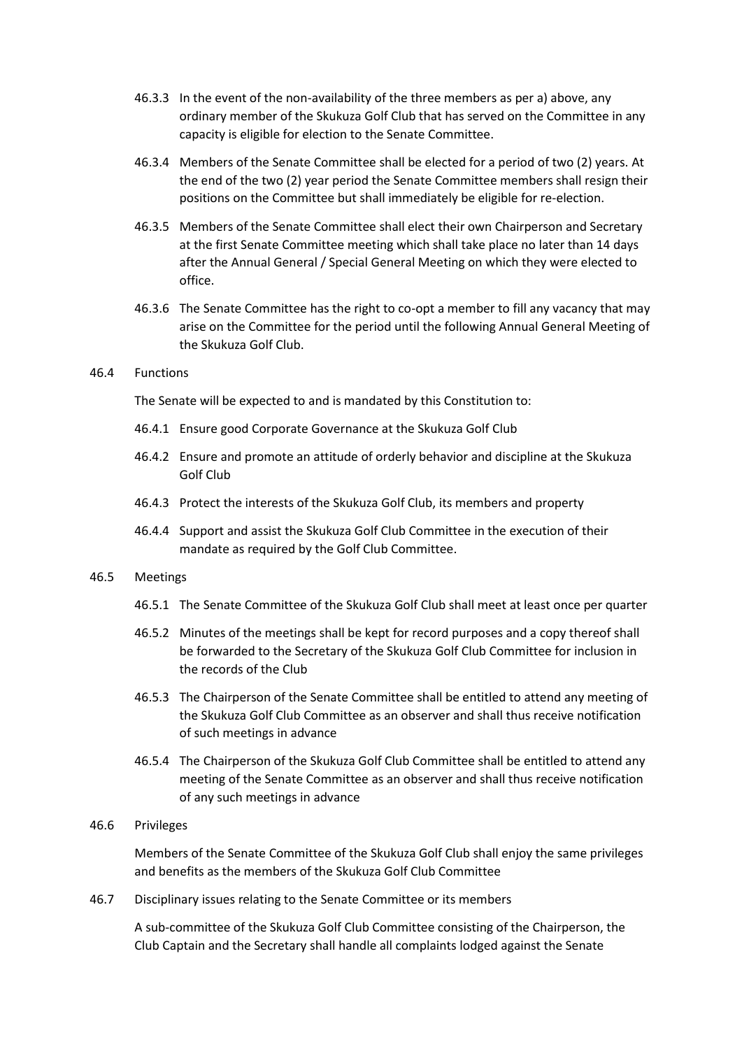46.3.3 In the event of the non-availability of the three members as per a) above, any ordinary member of the Skukuza Golf Club that has served on the Committee in any capacity is eligible for election to the Senate Committee.

46.3.4 Members of the Senate Committee shall be elected for a period of two (2) years. At the end of the two (2) year period the Senate Committee members shall resign their positions on the Committee but shall immediately be eligible for re-election.

46.3.5 Members of the Senate Committee shall elect their own Chairperson and Secretary at the first Senate Committee meeting which shall take place no later than 14 days after the Annual General / Special General Meeting on which they were elected to office.

46.3.6 The Senate Committee has the right to co-opt a member to fill any vacancy that may arise on the Committee for the period until the following Annual General Meeting of the Skukuza Golf Club.

46.4 Functions

The Senate will be expected to and is mandated by this Constitution to:

46.4.1 Ensure good Corporate Governance at the Skukuza Golf Club

46.4.2 Ensure and promote an attitude of orderly behavior and discipline at the Skukuza Golf Club

46.4.3 Protect the interests of the Skukuza Golf Club, its members and property

46.4.4 Support and assist the Skukuza Golf Club Committee in the execution of their mandate as required by the Golf Club Committee.

46.5 Meetings

46.5.1 The Senate Committee of the Skukuza Golf Club shall meet at least once per quarter

46.5.2 Minutes of the meetings shall be kept for record purposes and a copy thereof shall be forwarded to the Secretary of the Skukuza Golf Club Committee for inclusion in the records of the Club

46.5.3 The Chairperson of the Senate Committee shall be entitled to attend any meeting of the Skukuza Golf Club Committee as an observer and shall thus receive notification of such meetings in advance

46.5.4 The Chairperson of the Skukuza Golf Club Committee shall be entitled to attend any meeting of the Senate Committee as an observer and shall thus receive notification of any such meetings in advance

46.6 Privileges

Members of the Senate Committee of the Skukuza Golf Club shall enjoy the same privileges and benefits as the members of the Skukuza Golf Club Committee

46.7 Disciplinary issues relating to the Senate Committee or its members

A sub-committee of the Skukuza Golf Club Committee consisting of the Chairperson, the Club Captain and the Secretary shall handle all complaints lodged against the Senate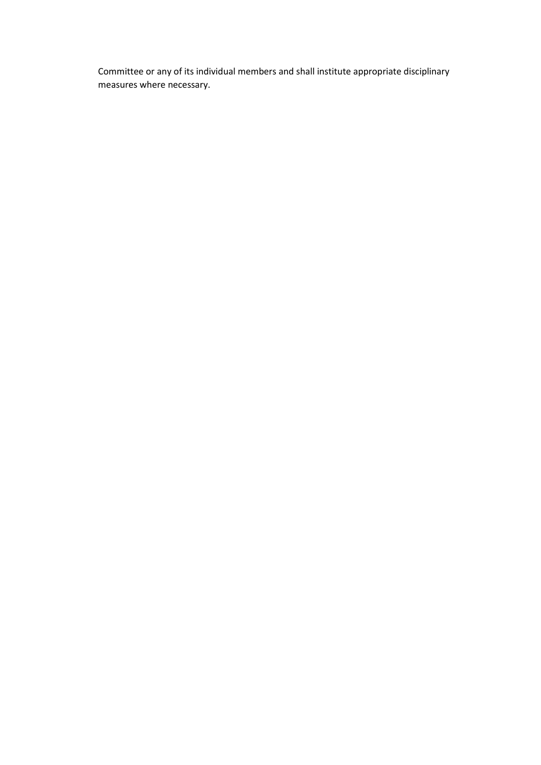Committee or any of its individual members and shall institute appropriate disciplinary measures where necessary.